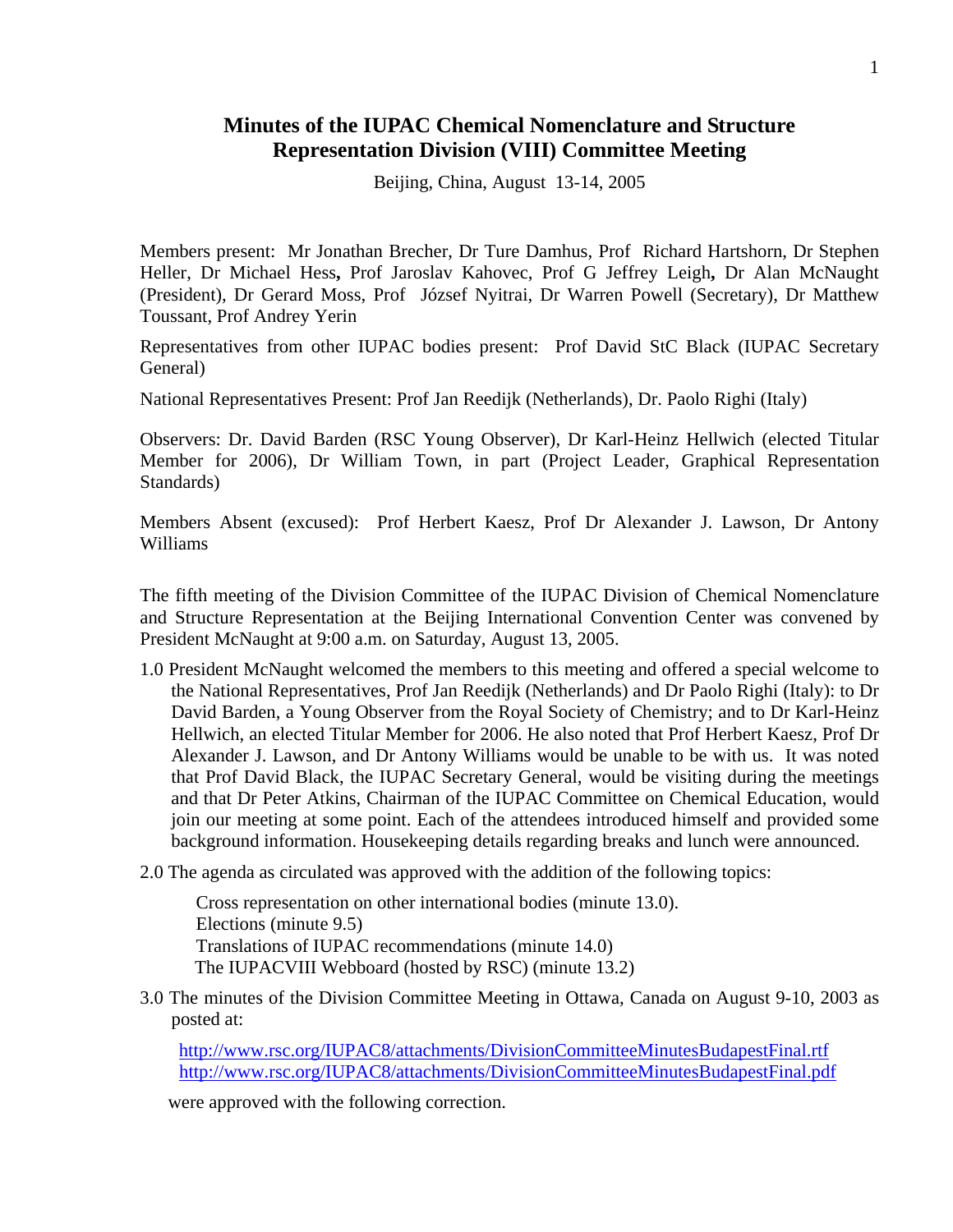# Minutes of the IUPAC Chemical Nomenclature and Structure Representation Division (VIII) Committee Meeting

Beijing, China, August 13-14, 2005

Members present: Mr Jonathan Brecher, Dr Ture Damhus, Prof Richard Hartshorn, Dr Stephen Heller, Dr Michael Hess, Prof Jaroslav Kahovec, Prof G Jeffrey Leigh, Dr Alan McNaught (President), Dr Gerard Moss, Prof József Nyitrai, Dr Warren Powell (Secretary), Dr Matthew Toussant, Prof Andrey Yerin

Representatives from other IUPAC bodies present: Prof David StC Black (IUPAC Secretary General)

National Representatives Present: Prof Jan Reedijk (Netherlands), Dr. Paolo Righi (Italy)

Observers: Dr. David Barden (RSC Young Observer), Dr Karl-Heinz Hellwich (elected Titular Member for 2006), Dr William Town, in part (Project Leader, Graphical Representation Standards)

Members Absent (excused): Prof Herbert Kaesz, Prof Dr Alexander J. Lawson, Dr Antony Williams

The fifth meeting of the Division Committee of the IUPAC Division of Chemical Nomenclature and Structure Representation at the Beijing International Convention Center was convened by President McNaught at 9:00 a.m. on Saturday, August 13, 2005.

1.0 President McNaught welcomed the members to this meeting and offered a special welcome to the National Representatives, Prof Jan Reedijk (Netherlands) and Dr Paolo Righi (Italy): to Dr David Barden, a Young Observer from the Royal Society of Chemistry; and to Dr Karl-Heinz Hellwich, an elected Titular Member for 2006. He also noted that Prof Herbert Kaesz, Prof Dr Alexander J. Lawson, and Dr Antony Williams would be unable to be with us. It was noted that Prof David Black, the IUPAC Secretary General, would be visiting during the meetings and that Dr Peter Atkins, Chairman of the IUPAC Committee on Chemical Education, would join our meeting at some point. Each of the attendees introduced himself and provided some background information. Housekeeping details regarding breaks and lunch were announced.

2.0 The agenda as circulated was approved with the addition of the following topics:

Cross representation on other international bodies (minute 13.0).
Elections (minute 9.5)
Translations of IUPAC recommendations (minute 14.0)
The IUPACVIII Webboard (hosted by RSC) (minute 13.2)

3.0 The minutes of the Division Committee Meeting in Ottawa, Canada on August 9-10, 2003 as posted at:

http://www.rsc.org/IUPAC8/attachments/DivisionCommitteeMinutesBudapestFinal.rtf
http://www.rsc.org/IUPAC8/attachments/DivisionCommitteeMinutesBudapestFinal.pdf

were approved with the following correction.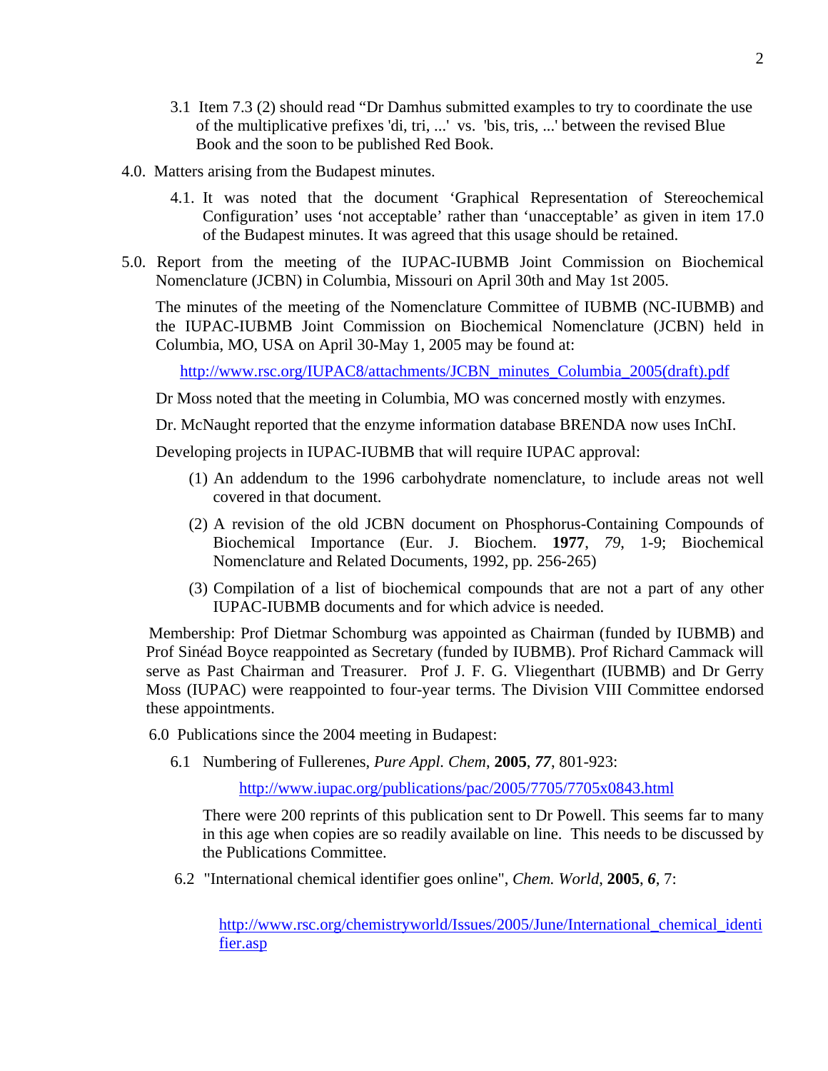3.1 Item 7.3 (2) should read “Dr Damhus submitted examples to try to coordinate the use of the multiplicative prefixes 'di, tri, ...' vs. 'bis, tris, ...' between the revised Blue Book and the soon to be published Red Book.

4.0. Matters arising from the Budapest minutes.

4.1. It was noted that the document ‘Graphical Representation of Stereochemical Configuration’ uses ‘not acceptable’ rather than ‘unacceptable’ as given in item 17.0 of the Budapest minutes. It was agreed that this usage should be retained.

5.0. Report from the meeting of the IUPAC-IUBMB Joint Commission on Biochemical Nomenclature (JCBN) in Columbia, Missouri on April 30th and May 1st 2005.

The minutes of the meeting of the Nomenclature Committee of IUBMB (NC-IUBMB) and the IUPAC-IUBMB Joint Commission on Biochemical Nomenclature (JCBN) held in Columbia, MO, USA on April 30-May 1, 2005 may be found at:

http://www.rsc.org/IUPAC8/attachments/JCBN_minutes_Columbia_2005(draft).pdf

Dr Moss noted that the meeting in Columbia, MO was concerned mostly with enzymes.

Dr. McNaught reported that the enzyme information database BRENDA now uses InChI.

Developing projects in IUPAC-IUBMB that will require IUPAC approval:

(1) An addendum to the 1996 carbohydrate nomenclature, to include areas not well covered in that document.

(2) A revision of the old JCBN document on Phosphorus-Containing Compounds of Biochemical Importance (Eur. J. Biochem. **1977**, *79*, 1-9; Biochemical Nomenclature and Related Documents, 1992, pp. 256-265)

(3) Compilation of a list of biochemical compounds that are not a part of any other IUPAC-IUBMB documents and for which advice is needed.

Membership: Prof Dietmar Schomburg was appointed as Chairman (funded by IUBMB) and Prof Sinéad Boyce reappointed as Secretary (funded by IUBMB). Prof Richard Cammack will serve as Past Chairman and Treasurer. Prof J. F. G. Vliegenthart (IUBMB) and Dr Gerry Moss (IUPAC) were reappointed to four-year terms. The Division VIII Committee endorsed these appointments.

6.0 Publications since the 2004 meeting in Budapest:

6.1 Numbering of Fullerenes, *Pure Appl. Chem*, **2005**, ***77***, 801-923:

http://www.iupac.org/publications/pac/2005/7705/7705x0843.html

There were 200 reprints of this publication sent to Dr Powell. This seems far to many in this age when copies are so readily available on line. This needs to be discussed by the Publications Committee.

6.2 "International chemical identifier goes online", *Chem. World*, **2005**, ***6***, 7:

http://www.rsc.org/chemistryworld/Issues/2005/June/International_chemical_identifier.asp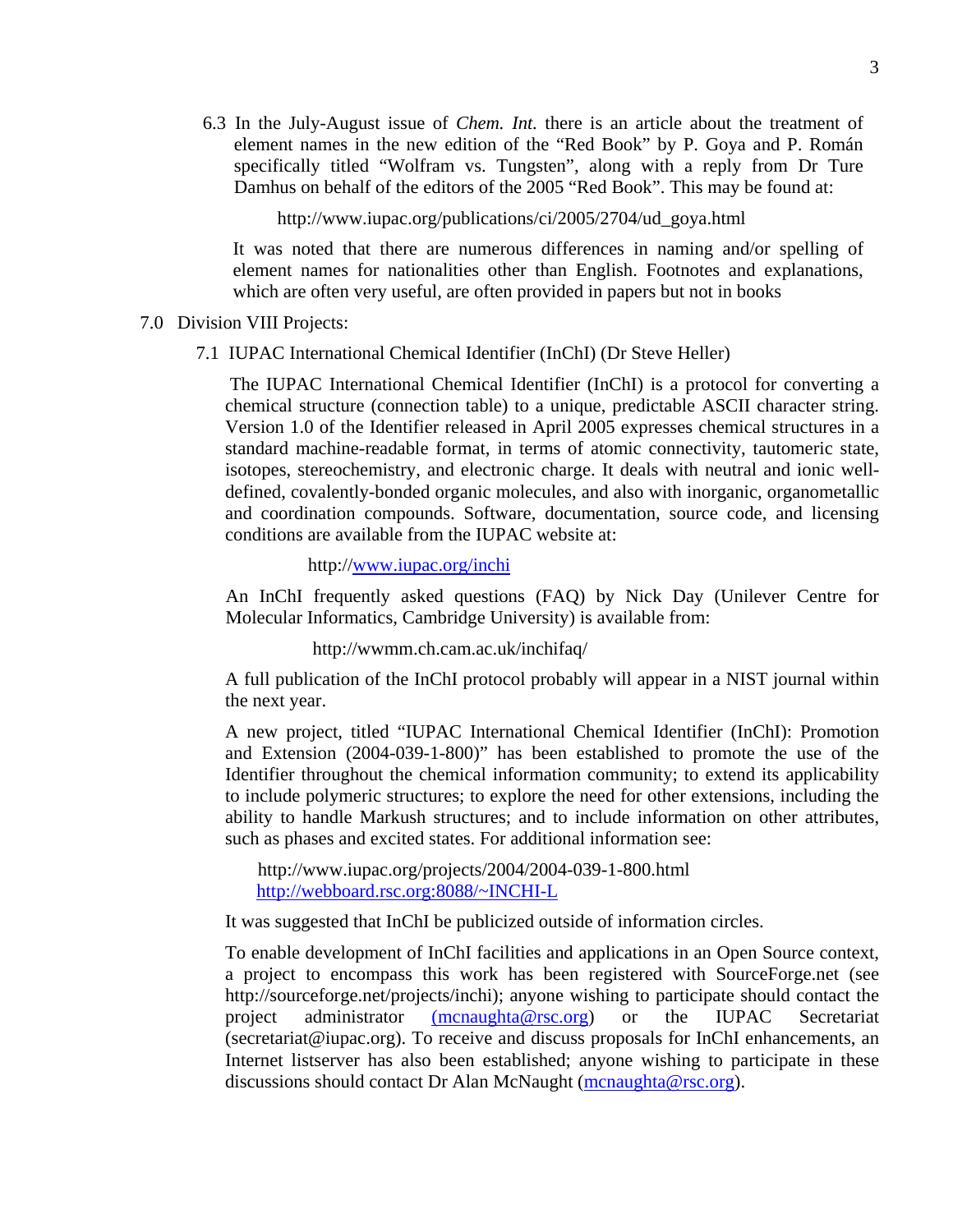6.3 In the July-August issue of *Chem. Int.* there is an article about the treatment of element names in the new edition of the "Red Book" by P. Goya and P. Román specifically titled "Wolfram vs. Tungsten", along with a reply from Dr Ture Damhus on behalf of the editors of the 2005 "Red Book". This may be found at:

http://www.iupac.org/publications/ci/2005/2704/ud_goya.html

It was noted that there are numerous differences in naming and/or spelling of element names for nationalities other than English. Footnotes and explanations, which are often very useful, are often provided in papers but not in books

7.0 Division VIII Projects:

7.1 IUPAC International Chemical Identifier (InChI) (Dr Steve Heller)

The IUPAC International Chemical Identifier (InChI) is a protocol for converting a chemical structure (connection table) to a unique, predictable ASCII character string. Version 1.0 of the Identifier released in April 2005 expresses chemical structures in a standard machine-readable format, in terms of atomic connectivity, tautomeric state, isotopes, stereochemistry, and electronic charge. It deals with neutral and ionic well-defined, covalently-bonded organic molecules, and also with inorganic, organometallic and coordination compounds. Software, documentation, source code, and licensing conditions are available from the IUPAC website at:

http://www.iupac.org/inchi

An InChI frequently asked questions (FAQ) by Nick Day (Unilever Centre for Molecular Informatics, Cambridge University) is available from:

http://wwmm.ch.cam.ac.uk/inchifaq/

A full publication of the InChI protocol probably will appear in a NIST journal within the next year.

A new project, titled "IUPAC International Chemical Identifier (InChI): Promotion and Extension (2004-039-1-800)" has been established to promote the use of the Identifier throughout the chemical information community; to extend its applicability to include polymeric structures; to explore the need for other extensions, including the ability to handle Markush structures; and to include information on other attributes, such as phases and excited states. For additional information see:

http://www.iupac.org/projects/2004/2004-039-1-800.html
http://webboard.rsc.org:8088/~INCHI-L

It was suggested that InChI be publicized outside of information circles.

To enable development of InChI facilities and applications in an Open Source context, a project to encompass this work has been registered with SourceForge.net (see http://sourceforge.net/projects/inchi); anyone wishing to participate should contact the project administrator (mcnaughta@rsc.org) or the IUPAC Secretariat (secretariat@iupac.org). To receive and discuss proposals for InChI enhancements, an Internet listserver has also been established; anyone wishing to participate in these discussions should contact Dr Alan McNaught (mcnaughta@rsc.org).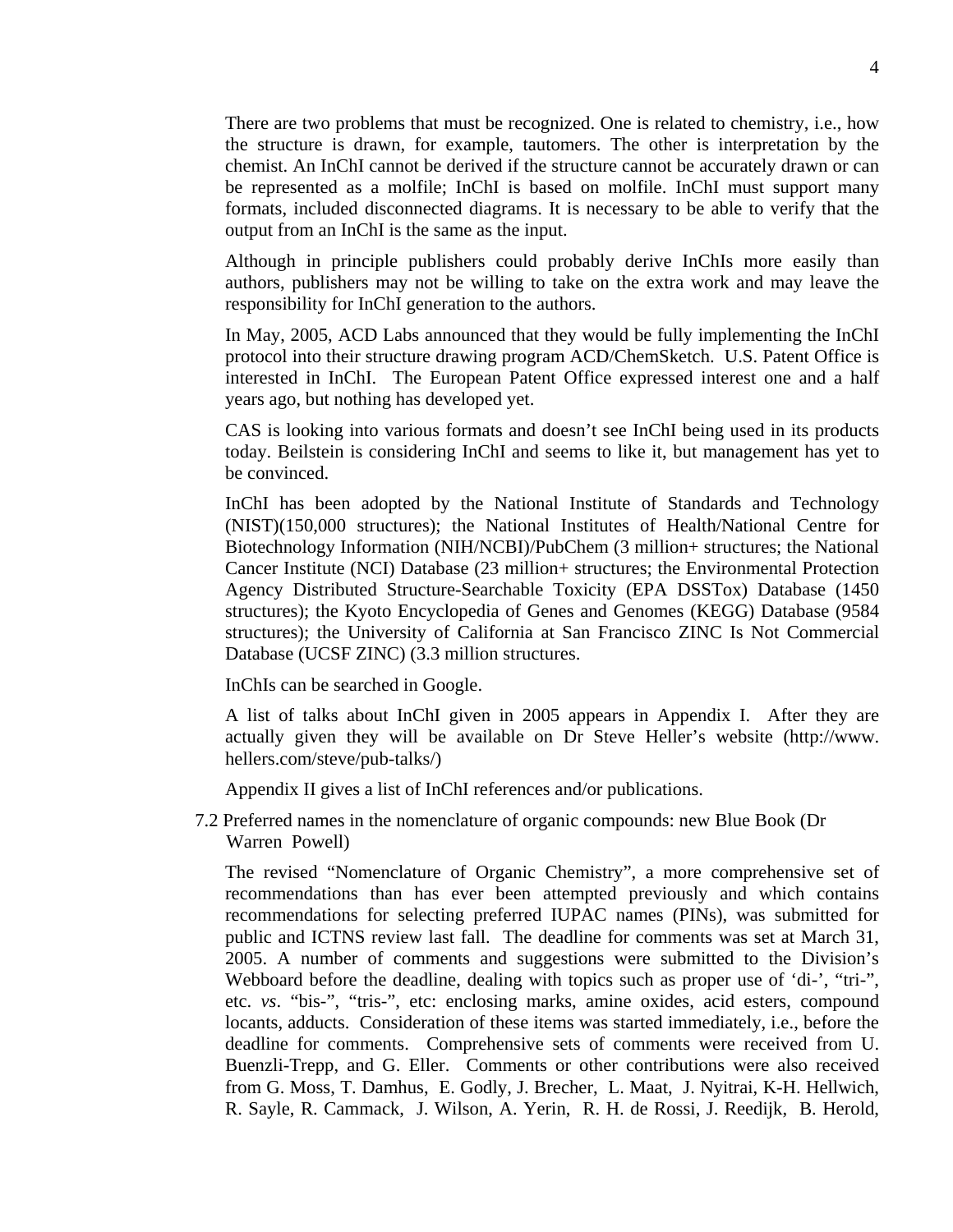There are two problems that must be recognized. One is related to chemistry, i.e., how the structure is drawn, for example, tautomers. The other is interpretation by the chemist. An InChI cannot be derived if the structure cannot be accurately drawn or can be represented as a molfile; InChI is based on molfile. InChI must support many formats, included disconnected diagrams. It is necessary to be able to verify that the output from an InChI is the same as the input.

Although in principle publishers could probably derive InChIs more easily than authors, publishers may not be willing to take on the extra work and may leave the responsibility for InChI generation to the authors.

In May, 2005, ACD Labs announced that they would be fully implementing the InChI protocol into their structure drawing program ACD/ChemSketch. U.S. Patent Office is interested in InChI. The European Patent Office expressed interest one and a half years ago, but nothing has developed yet.

CAS is looking into various formats and doesn't see InChI being used in its products today. Beilstein is considering InChI and seems to like it, but management has yet to be convinced.

InChI has been adopted by the National Institute of Standards and Technology (NIST)(150,000 structures); the National Institutes of Health/National Centre for Biotechnology Information (NIH/NCBI)/PubChem (3 million+ structures; the National Cancer Institute (NCI) Database (23 million+ structures; the Environmental Protection Agency Distributed Structure-Searchable Toxicity (EPA DSSTox) Database (1450 structures); the Kyoto Encyclopedia of Genes and Genomes (KEGG) Database (9584 structures); the University of California at San Francisco ZINC Is Not Commercial Database (UCSF ZINC) (3.3 million structures.

InChIs can be searched in Google.

A list of talks about InChI given in 2005 appears in Appendix I. After they are actually given they will be available on Dr Steve Heller's website (http://www.hellers.com/steve/pub-talks/)

Appendix II gives a list of InChI references and/or publications.

7.2 Preferred names in the nomenclature of organic compounds: new Blue Book (Dr Warren Powell)

The revised "Nomenclature of Organic Chemistry", a more comprehensive set of recommendations than has ever been attempted previously and which contains recommendations for selecting preferred IUPAC names (PINs), was submitted for public and ICTNS review last fall. The deadline for comments was set at March 31, 2005. A number of comments and suggestions were submitted to the Division's Webboard before the deadline, dealing with topics such as proper use of 'di-', "tri-", etc. *vs*. "bis-", "tris-", etc: enclosing marks, amine oxides, acid esters, compound locants, adducts. Consideration of these items was started immediately, i.e., before the deadline for comments. Comprehensive sets of comments were received from U. Buenzli-Trepp, and G. Eller. Comments or other contributions were also received from G. Moss, T. Damhus, E. Godly, J. Brecher, L. Maat, J. Nyitrai, K-H. Hellwich, R. Sayle, R. Cammack, J. Wilson, A. Yerin, R. H. de Rossi, J. Reedijk, B. Herold,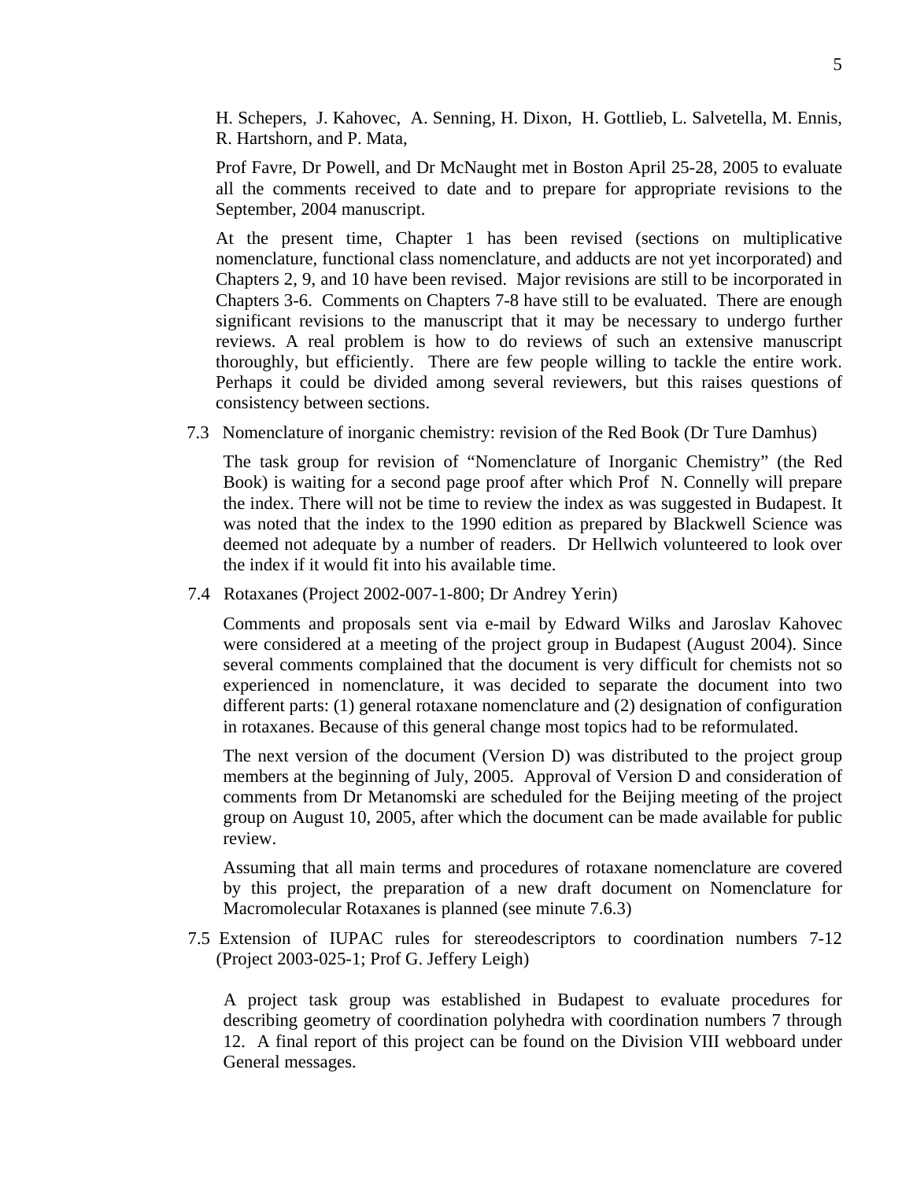H. Schepers, J. Kahovec, A. Senning, H. Dixon, H. Gottlieb, L. Salvetella, M. Ennis, R. Hartshorn, and P. Mata,

Prof Favre, Dr Powell, and Dr McNaught met in Boston April 25-28, 2005 to evaluate all the comments received to date and to prepare for appropriate revisions to the September, 2004 manuscript.

At the present time, Chapter 1 has been revised (sections on multiplicative nomenclature, functional class nomenclature, and adducts are not yet incorporated) and Chapters 2, 9, and 10 have been revised. Major revisions are still to be incorporated in Chapters 3-6. Comments on Chapters 7-8 have still to be evaluated. There are enough significant revisions to the manuscript that it may be necessary to undergo further reviews. A real problem is how to do reviews of such an extensive manuscript thoroughly, but efficiently. There are few people willing to tackle the entire work. Perhaps it could be divided among several reviewers, but this raises questions of consistency between sections.

7.3 Nomenclature of inorganic chemistry: revision of the Red Book (Dr Ture Damhus)

The task group for revision of "Nomenclature of Inorganic Chemistry" (the Red Book) is waiting for a second page proof after which Prof N. Connelly will prepare the index. There will not be time to review the index as was suggested in Budapest. It was noted that the index to the 1990 edition as prepared by Blackwell Science was deemed not adequate by a number of readers. Dr Hellwich volunteered to look over the index if it would fit into his available time.

7.4 Rotaxanes (Project 2002-007-1-800; Dr Andrey Yerin)

Comments and proposals sent via e-mail by Edward Wilks and Jaroslav Kahovec were considered at a meeting of the project group in Budapest (August 2004). Since several comments complained that the document is very difficult for chemists not so experienced in nomenclature, it was decided to separate the document into two different parts: (1) general rotaxane nomenclature and (2) designation of configuration in rotaxanes. Because of this general change most topics had to be reformulated.

The next version of the document (Version D) was distributed to the project group members at the beginning of July, 2005. Approval of Version D and consideration of comments from Dr Metanomski are scheduled for the Beijing meeting of the project group on August 10, 2005, after which the document can be made available for public review.

Assuming that all main terms and procedures of rotaxane nomenclature are covered by this project, the preparation of a new draft document on Nomenclature for Macromolecular Rotaxanes is planned (see minute 7.6.3)

7.5 Extension of IUPAC rules for stereodescriptors to coordination numbers 7-12 (Project 2003-025-1; Prof G. Jeffery Leigh)

A project task group was established in Budapest to evaluate procedures for describing geometry of coordination polyhedra with coordination numbers 7 through 12. A final report of this project can be found on the Division VIII webboard under General messages.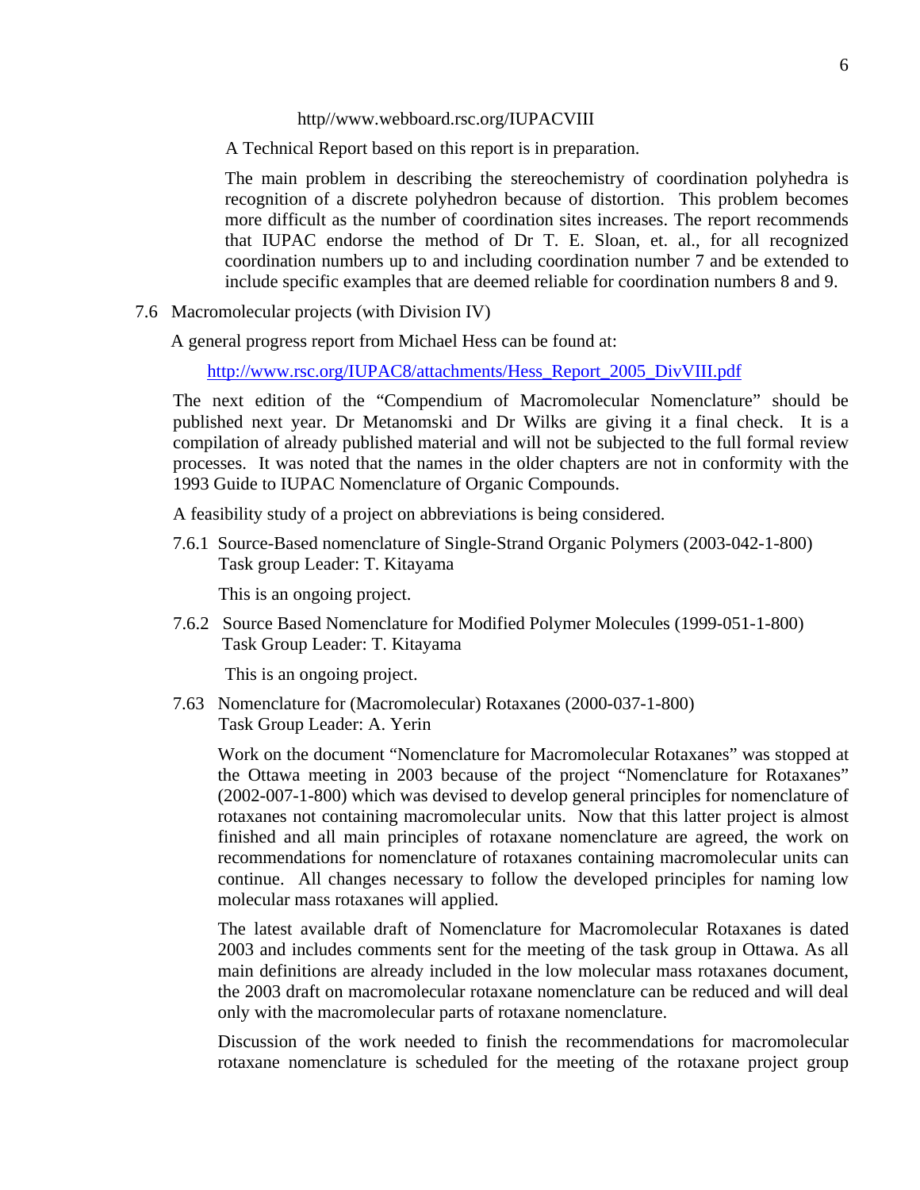http//www.webboard.rsc.org/IUPACVIII

A Technical Report based on this report is in preparation.

The main problem in describing the stereochemistry of coordination polyhedra is recognition of a discrete polyhedron because of distortion. This problem becomes more difficult as the number of coordination sites increases. The report recommends that IUPAC endorse the method of Dr T. E. Sloan, et. al., for all recognized coordination numbers up to and including coordination number 7 and be extended to include specific examples that are deemed reliable for coordination numbers 8 and 9.

## 7.6 Macromolecular projects (with Division IV)

A general progress report from Michael Hess can be found at:

http://www.rsc.org/IUPAC8/attachments/Hess_Report_2005_DivVIII.pdf

The next edition of the "Compendium of Macromolecular Nomenclature" should be published next year. Dr Metanomski and Dr Wilks are giving it a final check. It is a compilation of already published material and will not be subjected to the full formal review processes. It was noted that the names in the older chapters are not in conformity with the 1993 Guide to IUPAC Nomenclature of Organic Compounds.

A feasibility study of a project on abbreviations is being considered.

### 7.6.1 Source-Based nomenclature of Single-Strand Organic Polymers (2003-042-1-800)

Task group Leader: T. Kitayama

This is an ongoing project.

### 7.6.2 Source Based Nomenclature for Modified Polymer Molecules (1999-051-1-800)

Task Group Leader: T. Kitayama

This is an ongoing project.

### 7.63 Nomenclature for (Macromolecular) Rotaxanes (2000-037-1-800)

Task Group Leader: A. Yerin

Work on the document "Nomenclature for Macromolecular Rotaxanes" was stopped at the Ottawa meeting in 2003 because of the project "Nomenclature for Rotaxanes" (2002-007-1-800) which was devised to develop general principles for nomenclature of rotaxanes not containing macromolecular units. Now that this latter project is almost finished and all main principles of rotaxane nomenclature are agreed, the work on recommendations for nomenclature of rotaxanes containing macromolecular units can continue. All changes necessary to follow the developed principles for naming low molecular mass rotaxanes will applied.

The latest available draft of Nomenclature for Macromolecular Rotaxanes is dated 2003 and includes comments sent for the meeting of the task group in Ottawa. As all main definitions are already included in the low molecular mass rotaxanes document, the 2003 draft on macromolecular rotaxane nomenclature can be reduced and will deal only with the macromolecular parts of rotaxane nomenclature.

Discussion of the work needed to finish the recommendations for macromolecular rotaxane nomenclature is scheduled for the meeting of the rotaxane project group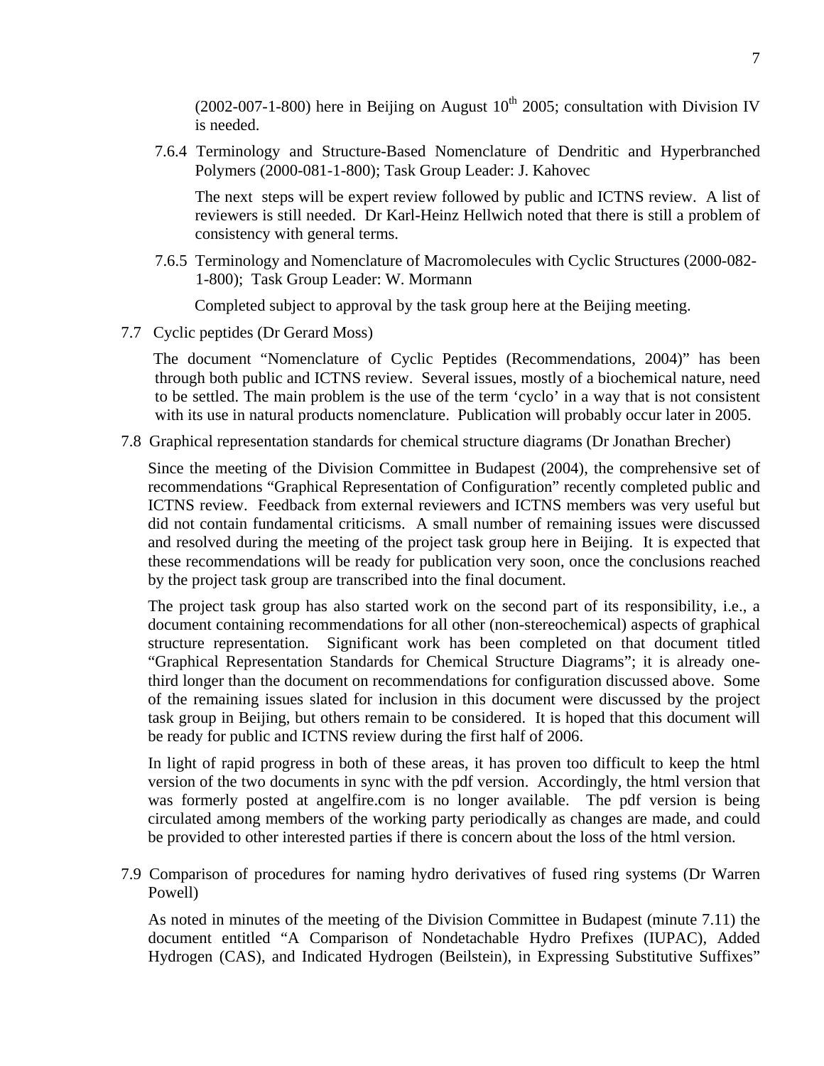(2002-007-1-800) here in Beijing on August 10th 2005; consultation with Division IV is needed.

7.6.4 Terminology and Structure-Based Nomenclature of Dendritic and Hyperbranched Polymers (2000-081-1-800); Task Group Leader: J. Kahovec

The next steps will be expert review followed by public and ICTNS review. A list of reviewers is still needed. Dr Karl-Heinz Hellwich noted that there is still a problem of consistency with general terms.

7.6.5 Terminology and Nomenclature of Macromolecules with Cyclic Structures (2000-082-1-800); Task Group Leader: W. Mormann

Completed subject to approval by the task group here at the Beijing meeting.

7.7 Cyclic peptides (Dr Gerard Moss)

The document "Nomenclature of Cyclic Peptides (Recommendations, 2004)" has been through both public and ICTNS review. Several issues, mostly of a biochemical nature, need to be settled. The main problem is the use of the term 'cyclo' in a way that is not consistent with its use in natural products nomenclature. Publication will probably occur later in 2005.

7.8 Graphical representation standards for chemical structure diagrams (Dr Jonathan Brecher)

Since the meeting of the Division Committee in Budapest (2004), the comprehensive set of recommendations "Graphical Representation of Configuration" recently completed public and ICTNS review. Feedback from external reviewers and ICTNS members was very useful but did not contain fundamental criticisms. A small number of remaining issues were discussed and resolved during the meeting of the project task group here in Beijing. It is expected that these recommendations will be ready for publication very soon, once the conclusions reached by the project task group are transcribed into the final document.

The project task group has also started work on the second part of its responsibility, i.e., a document containing recommendations for all other (non-stereochemical) aspects of graphical structure representation. Significant work has been completed on that document titled "Graphical Representation Standards for Chemical Structure Diagrams"; it is already one-third longer than the document on recommendations for configuration discussed above. Some of the remaining issues slated for inclusion in this document were discussed by the project task group in Beijing, but others remain to be considered. It is hoped that this document will be ready for public and ICTNS review during the first half of 2006.

In light of rapid progress in both of these areas, it has proven too difficult to keep the html version of the two documents in sync with the pdf version. Accordingly, the html version that was formerly posted at angelfire.com is no longer available. The pdf version is being circulated among members of the working party periodically as changes are made, and could be provided to other interested parties if there is concern about the loss of the html version.

7.9 Comparison of procedures for naming hydro derivatives of fused ring systems (Dr Warren Powell)

As noted in minutes of the meeting of the Division Committee in Budapest (minute 7.11) the document entitled "A Comparison of Nondetachable Hydro Prefixes (IUPAC), Added Hydrogen (CAS), and Indicated Hydrogen (Beilstein), in Expressing Substitutive Suffixes"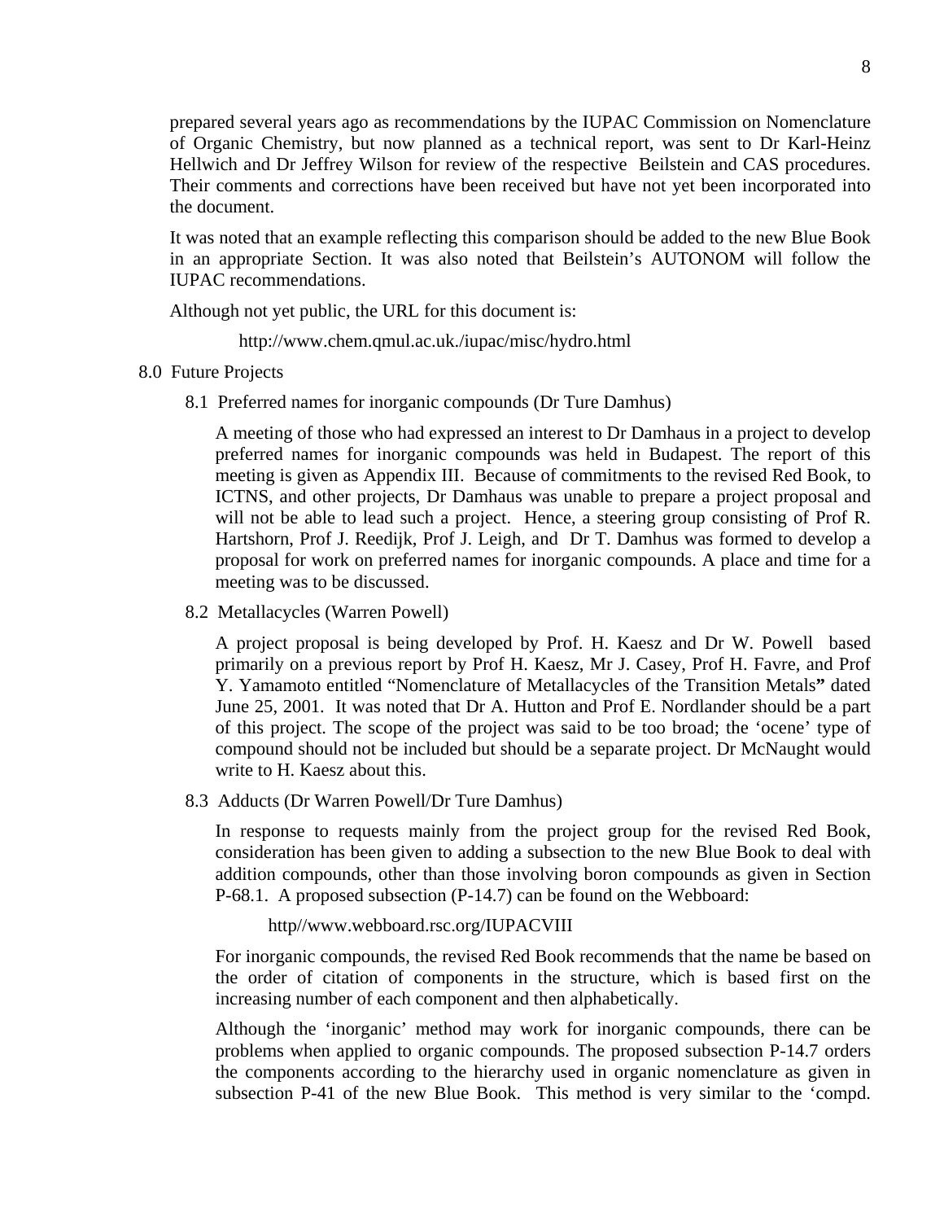prepared several years ago as recommendations by the IUPAC Commission on Nomenclature of Organic Chemistry, but now planned as a technical report, was sent to Dr Karl-Heinz Hellwich and Dr Jeffrey Wilson for review of the respective Beilstein and CAS procedures. Their comments and corrections have been received but have not yet been incorporated into the document.

It was noted that an example reflecting this comparison should be added to the new Blue Book in an appropriate Section. It was also noted that Beilstein's AUTONOM will follow the IUPAC recommendations.

Although not yet public, the URL for this document is:

http://www.chem.qmul.ac.uk./iupac/misc/hydro.html

## 8.0 Future Projects

### 8.1 Preferred names for inorganic compounds (Dr Ture Damhus)

A meeting of those who had expressed an interest to Dr Damhaus in a project to develop preferred names for inorganic compounds was held in Budapest. The report of this meeting is given as Appendix III. Because of commitments to the revised Red Book, to ICTNS, and other projects, Dr Damhaus was unable to prepare a project proposal and will not be able to lead such a project. Hence, a steering group consisting of Prof R. Hartshorn, Prof J. Reedijk, Prof J. Leigh, and Dr T. Damhus was formed to develop a proposal for work on preferred names for inorganic compounds. A place and time for a meeting was to be discussed.

### 8.2 Metallacycles (Warren Powell)

A project proposal is being developed by Prof. H. Kaesz and Dr W. Powell based primarily on a previous report by Prof H. Kaesz, Mr J. Casey, Prof H. Favre, and Prof Y. Yamamoto entitled "Nomenclature of Metallacycles of the Transition Metals**"** dated June 25, 2001. It was noted that Dr A. Hutton and Prof E. Nordlander should be a part of this project. The scope of the project was said to be too broad; the 'ocene' type of compound should not be included but should be a separate project. Dr McNaught would write to H. Kaesz about this.

### 8.3 Adducts (Dr Warren Powell/Dr Ture Damhus)

In response to requests mainly from the project group for the revised Red Book, consideration has been given to adding a subsection to the new Blue Book to deal with addition compounds, other than those involving boron compounds as given in Section P-68.1. A proposed subsection (P-14.7) can be found on the Webboard:

http//www.webboard.rsc.org/IUPACVIII

For inorganic compounds, the revised Red Book recommends that the name be based on the order of citation of components in the structure, which is based first on the increasing number of each component and then alphabetically.

Although the 'inorganic' method may work for inorganic compounds, there can be problems when applied to organic compounds. The proposed subsection P-14.7 orders the components according to the hierarchy used in organic nomenclature as given in subsection P-41 of the new Blue Book. This method is very similar to the 'compd.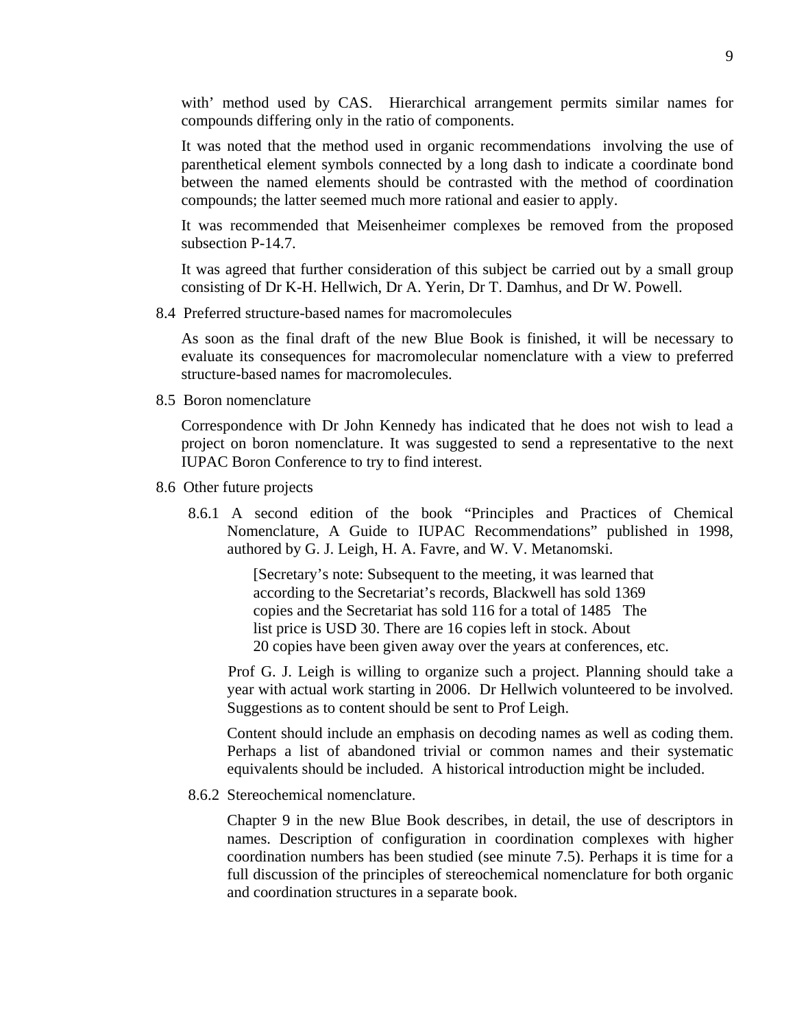with' method used by CAS. Hierarchical arrangement permits similar names for compounds differing only in the ratio of components.

It was noted that the method used in organic recommendations involving the use of parenthetical element symbols connected by a long dash to indicate a coordinate bond between the named elements should be contrasted with the method of coordination compounds; the latter seemed much more rational and easier to apply.

It was recommended that Meisenheimer complexes be removed from the proposed subsection P-14.7.

It was agreed that further consideration of this subject be carried out by a small group consisting of Dr K-H. Hellwich, Dr A. Yerin, Dr T. Damhus, and Dr W. Powell.

8.4 Preferred structure-based names for macromolecules

As soon as the final draft of the new Blue Book is finished, it will be necessary to evaluate its consequences for macromolecular nomenclature with a view to preferred structure-based names for macromolecules.

8.5 Boron nomenclature

Correspondence with Dr John Kennedy has indicated that he does not wish to lead a project on boron nomenclature. It was suggested to send a representative to the next IUPAC Boron Conference to try to find interest.

8.6 Other future projects

8.6.1 A second edition of the book "Principles and Practices of Chemical Nomenclature, A Guide to IUPAC Recommendations" published in 1998, authored by G. J. Leigh, H. A. Favre, and W. V. Metanomski.

> [Secretary's note: Subsequent to the meeting, it was learned that according to the Secretariat's records, Blackwell has sold 1369 copies and the Secretariat has sold 116 for a total of 1485 The list price is USD 30. There are 16 copies left in stock. About 20 copies have been given away over the years at conferences, etc.

Prof G. J. Leigh is willing to organize such a project. Planning should take a year with actual work starting in 2006. Dr Hellwich volunteered to be involved. Suggestions as to content should be sent to Prof Leigh.

Content should include an emphasis on decoding names as well as coding them. Perhaps a list of abandoned trivial or common names and their systematic equivalents should be included. A historical introduction might be included.

8.6.2 Stereochemical nomenclature.

Chapter 9 in the new Blue Book describes, in detail, the use of descriptors in names. Description of configuration in coordination complexes with higher coordination numbers has been studied (see minute 7.5). Perhaps it is time for a full discussion of the principles of stereochemical nomenclature for both organic and coordination structures in a separate book.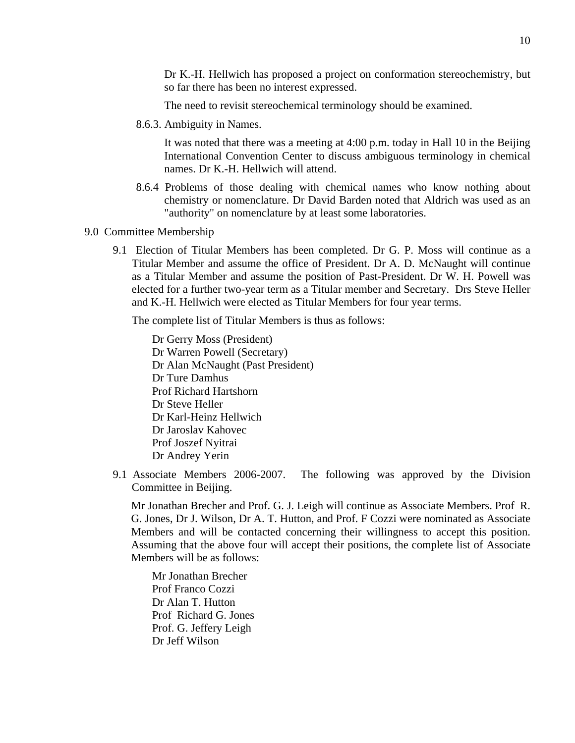Dr K.-H. Hellwich has proposed a project on conformation stereochemistry, but so far there has been no interest expressed.

The need to revisit stereochemical terminology should be examined.

8.6.3. Ambiguity in Names.

It was noted that there was a meeting at 4:00 p.m. today in Hall 10 in the Beijing International Convention Center to discuss ambiguous terminology in chemical names. Dr K.-H. Hellwich will attend.

8.6.4 Problems of those dealing with chemical names who know nothing about chemistry or nomenclature. Dr David Barden noted that Aldrich was used as an "authority" on nomenclature by at least some laboratories.

9.0 Committee Membership

9.1 Election of Titular Members has been completed. Dr G. P. Moss will continue as a Titular Member and assume the office of President. Dr A. D. McNaught will continue as a Titular Member and assume the position of Past-President. Dr W. H. Powell was elected for a further two-year term as a Titular member and Secretary. Drs Steve Heller and K.-H. Hellwich were elected as Titular Members for four year terms.

The complete list of Titular Members is thus as follows:

Dr Gerry Moss (President)
Dr Warren Powell (Secretary)
Dr Alan McNaught (Past President)
Dr Ture Damhus
Prof Richard Hartshorn
Dr Steve Heller
Dr Karl-Heinz Hellwich
Dr Jaroslav Kahovec
Prof Joszef Nyitrai
Dr Andrey Yerin

9.1 Associate Members 2006-2007. The following was approved by the Division Committee in Beijing.

Mr Jonathan Brecher and Prof. G. J. Leigh will continue as Associate Members. Prof R. G. Jones, Dr J. Wilson, Dr A. T. Hutton, and Prof. F Cozzi were nominated as Associate Members and will be contacted concerning their willingness to accept this position. Assuming that the above four will accept their positions, the complete list of Associate Members will be as follows:

Mr Jonathan Brecher
Prof Franco Cozzi
Dr Alan T. Hutton
Prof Richard G. Jones
Prof. G. Jeffery Leigh
Dr Jeff Wilson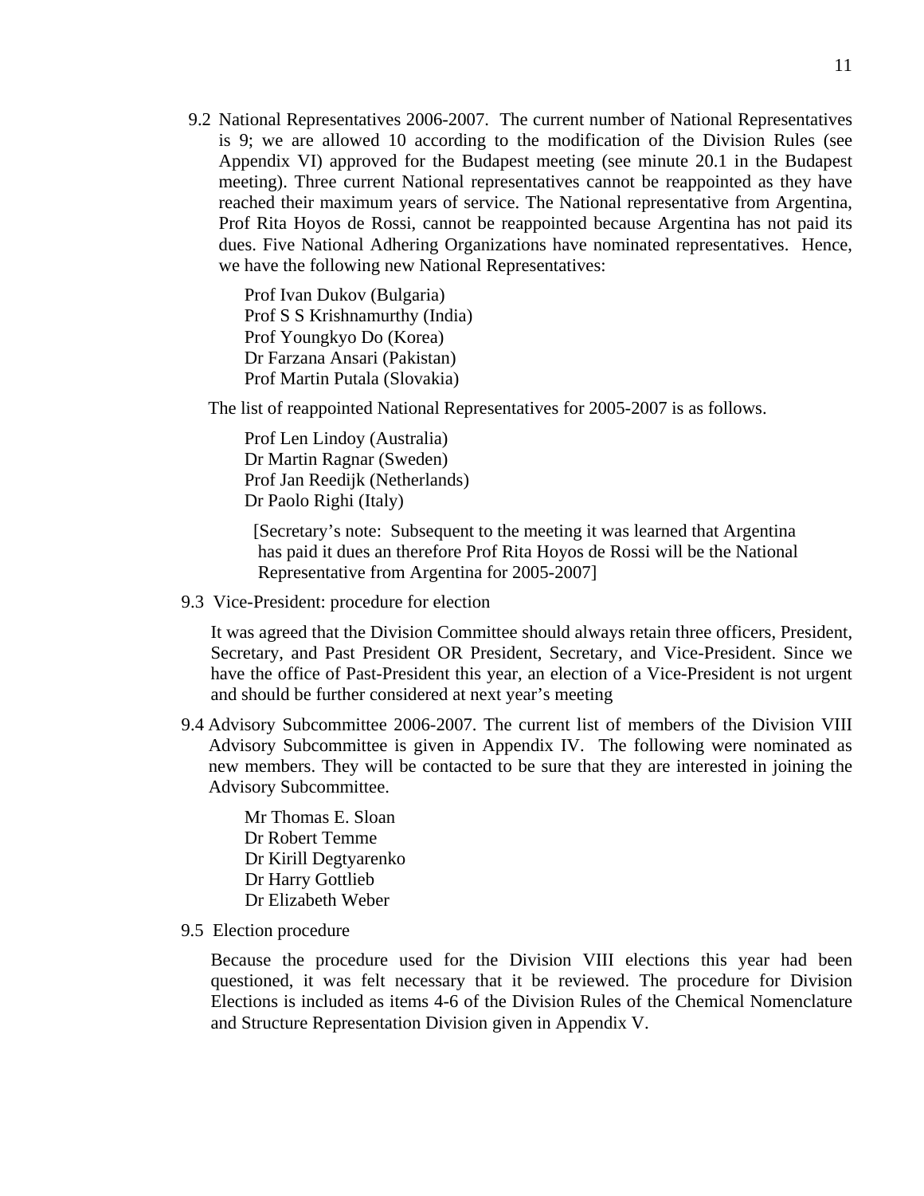9.2 National Representatives 2006-2007. The current number of National Representatives is 9; we are allowed 10 according to the modification of the Division Rules (see Appendix VI) approved for the Budapest meeting (see minute 20.1 in the Budapest meeting). Three current National representatives cannot be reappointed as they have reached their maximum years of service. The National representative from Argentina, Prof Rita Hoyos de Rossi, cannot be reappointed because Argentina has not paid its dues. Five National Adhering Organizations have nominated representatives. Hence, we have the following new National Representatives:

Prof Ivan Dukov (Bulgaria)
Prof S S Krishnamurthy (India)
Prof Youngkyo Do (Korea)
Dr Farzana Ansari (Pakistan)
Prof Martin Putala (Slovakia)

The list of reappointed National Representatives for 2005-2007 is as follows.

Prof Len Lindoy (Australia)
Dr Martin Ragnar (Sweden)
Prof Jan Reedijk (Netherlands)
Dr Paolo Righi (Italy)

[Secretary's note: Subsequent to the meeting it was learned that Argentina has paid it dues an therefore Prof Rita Hoyos de Rossi will be the National Representative from Argentina for 2005-2007]

9.3 Vice-President: procedure for election

It was agreed that the Division Committee should always retain three officers, President, Secretary, and Past President OR President, Secretary, and Vice-President. Since we have the office of Past-President this year, an election of a Vice-President is not urgent and should be further considered at next year's meeting

9.4 Advisory Subcommittee 2006-2007. The current list of members of the Division VIII Advisory Subcommittee is given in Appendix IV. The following were nominated as new members. They will be contacted to be sure that they are interested in joining the Advisory Subcommittee.

Mr Thomas E. Sloan
Dr Robert Temme
Dr Kirill Degtyarenko
Dr Harry Gottlieb
Dr Elizabeth Weber

9.5 Election procedure

Because the procedure used for the Division VIII elections this year had been questioned, it was felt necessary that it be reviewed. The procedure for Division Elections is included as items 4-6 of the Division Rules of the Chemical Nomenclature and Structure Representation Division given in Appendix V.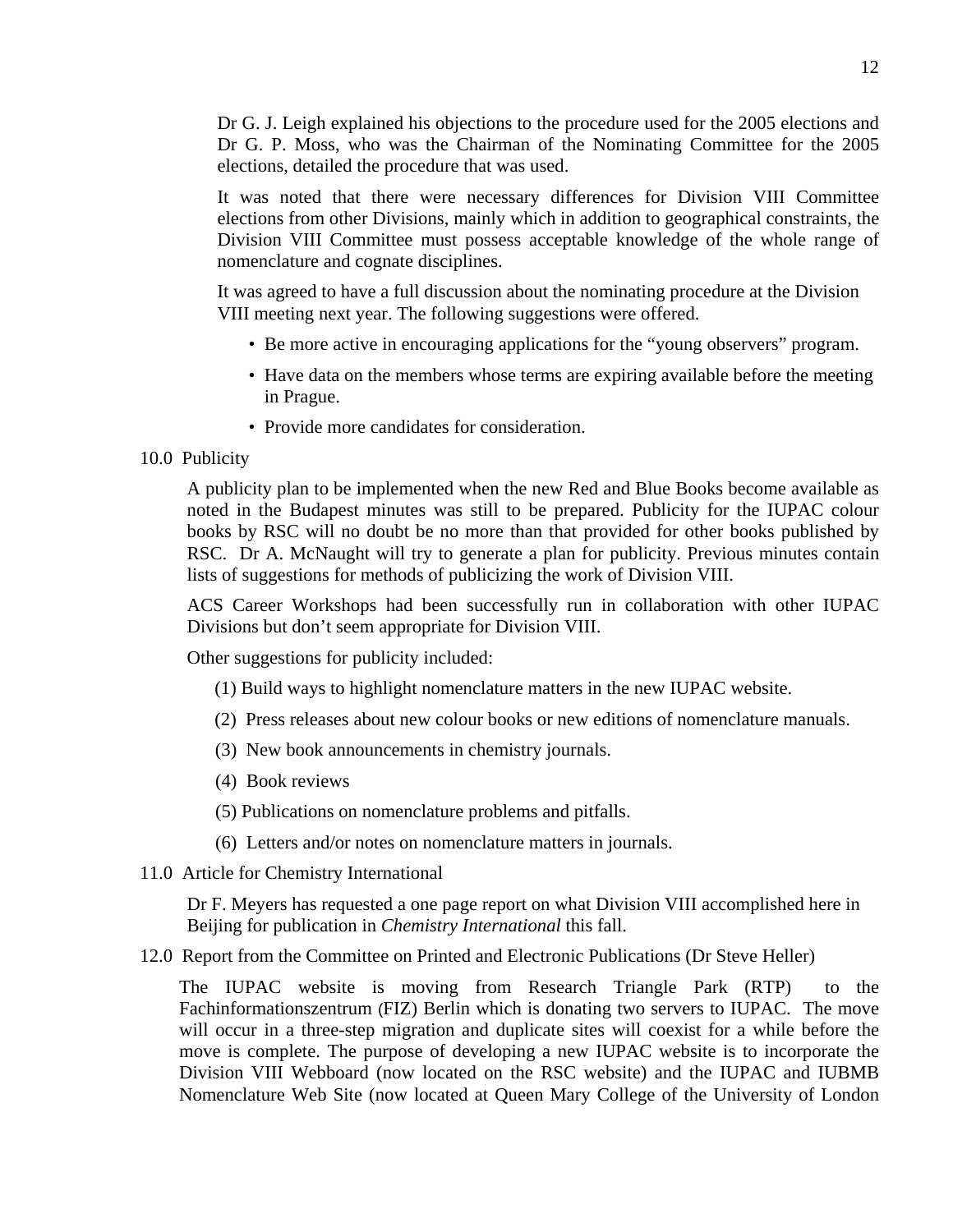Dr G. J. Leigh explained his objections to the procedure used for the 2005 elections and Dr G. P. Moss, who was the Chairman of the Nominating Committee for the 2005 elections, detailed the procedure that was used.

It was noted that there were necessary differences for Division VIII Committee elections from other Divisions, mainly which in addition to geographical constraints, the Division VIII Committee must possess acceptable knowledge of the whole range of nomenclature and cognate disciplines.

It was agreed to have a full discussion about the nominating procedure at the Division VIII meeting next year. The following suggestions were offered.

- Be more active in encouraging applications for the "young observers" program.
- Have data on the members whose terms are expiring available before the meeting in Prague.
- Provide more candidates for consideration.

## 10.0 Publicity

A publicity plan to be implemented when the new Red and Blue Books become available as noted in the Budapest minutes was still to be prepared. Publicity for the IUPAC colour books by RSC will no doubt be no more than that provided for other books published by RSC. Dr A. McNaught will try to generate a plan for publicity. Previous minutes contain lists of suggestions for methods of publicizing the work of Division VIII.

ACS Career Workshops had been successfully run in collaboration with other IUPAC Divisions but don't seem appropriate for Division VIII.

Other suggestions for publicity included:

(1) Build ways to highlight nomenclature matters in the new IUPAC website.

(2) Press releases about new colour books or new editions of nomenclature manuals.

(3) New book announcements in chemistry journals.

(4) Book reviews

(5) Publications on nomenclature problems and pitfalls.

(6) Letters and/or notes on nomenclature matters in journals.

## 11.0 Article for Chemistry International

Dr F. Meyers has requested a one page report on what Division VIII accomplished here in Beijing for publication in *Chemistry International* this fall.

## 12.0 Report from the Committee on Printed and Electronic Publications (Dr Steve Heller)

The IUPAC website is moving from Research Triangle Park (RTP) to the Fachinformationszentrum (FIZ) Berlin which is donating two servers to IUPAC. The move will occur in a three-step migration and duplicate sites will coexist for a while before the move is complete. The purpose of developing a new IUPAC website is to incorporate the Division VIII Webboard (now located on the RSC website) and the IUPAC and IUBMB Nomenclature Web Site (now located at Queen Mary College of the University of London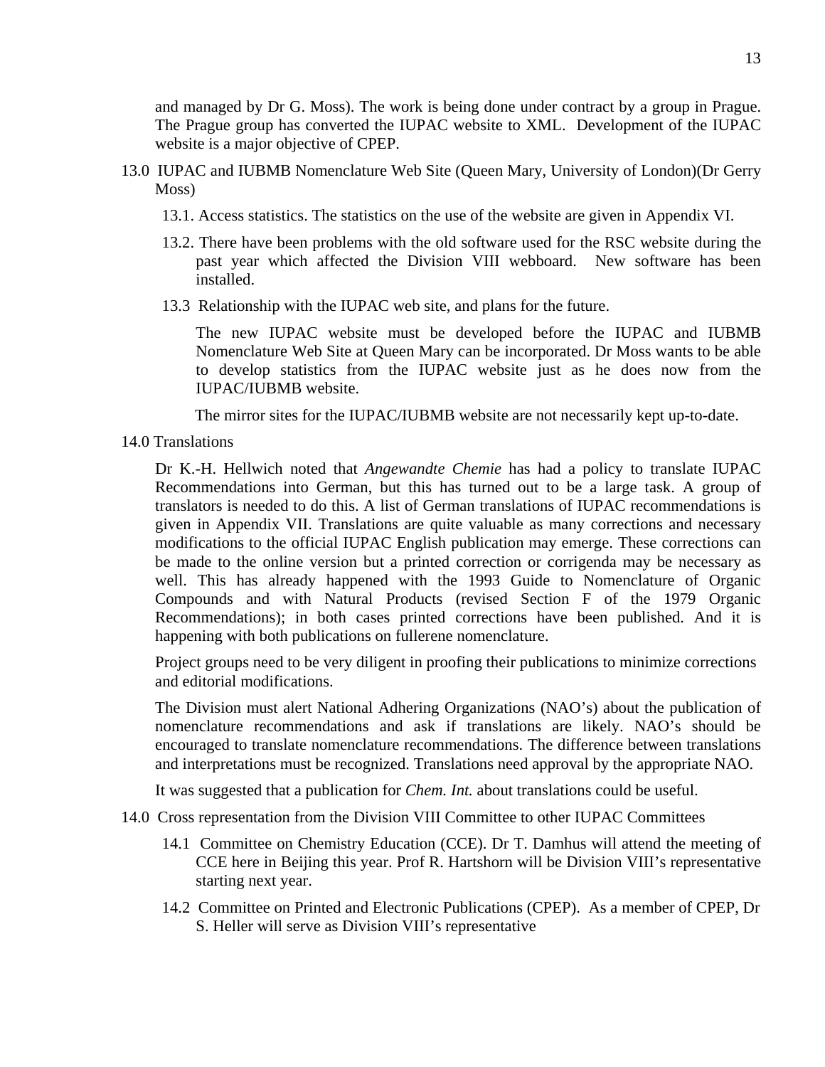and managed by Dr G. Moss). The work is being done under contract by a group in Prague. The Prague group has converted the IUPAC website to XML. Development of the IUPAC website is a major objective of CPEP.

13.0 IUPAC and IUBMB Nomenclature Web Site (Queen Mary, University of London)(Dr Gerry Moss)

13.1. Access statistics. The statistics on the use of the website are given in Appendix VI.

13.2. There have been problems with the old software used for the RSC website during the past year which affected the Division VIII webboard. New software has been installed.

13.3 Relationship with the IUPAC web site, and plans for the future.

The new IUPAC website must be developed before the IUPAC and IUBMB Nomenclature Web Site at Queen Mary can be incorporated. Dr Moss wants to be able to develop statistics from the IUPAC website just as he does now from the IUPAC/IUBMB website.

The mirror sites for the IUPAC/IUBMB website are not necessarily kept up-to-date.

14.0 Translations

Dr K.-H. Hellwich noted that *Angewandte Chemie* has had a policy to translate IUPAC Recommendations into German, but this has turned out to be a large task. A group of translators is needed to do this. A list of German translations of IUPAC recommendations is given in Appendix VII. Translations are quite valuable as many corrections and necessary modifications to the official IUPAC English publication may emerge. These corrections can be made to the online version but a printed correction or corrigenda may be necessary as well. This has already happened with the 1993 Guide to Nomenclature of Organic Compounds and with Natural Products (revised Section F of the 1979 Organic Recommendations); in both cases printed corrections have been published. And it is happening with both publications on fullerene nomenclature.

Project groups need to be very diligent in proofing their publications to minimize corrections and editorial modifications.

The Division must alert National Adhering Organizations (NAO's) about the publication of nomenclature recommendations and ask if translations are likely. NAO's should be encouraged to translate nomenclature recommendations. The difference between translations and interpretations must be recognized. Translations need approval by the appropriate NAO.

It was suggested that a publication for *Chem. Int.* about translations could be useful.

14.0 Cross representation from the Division VIII Committee to other IUPAC Committees

14.1 Committee on Chemistry Education (CCE). Dr T. Damhus will attend the meeting of CCE here in Beijing this year. Prof R. Hartshorn will be Division VIII's representative starting next year.

14.2 Committee on Printed and Electronic Publications (CPEP). As a member of CPEP, Dr S. Heller will serve as Division VIII's representative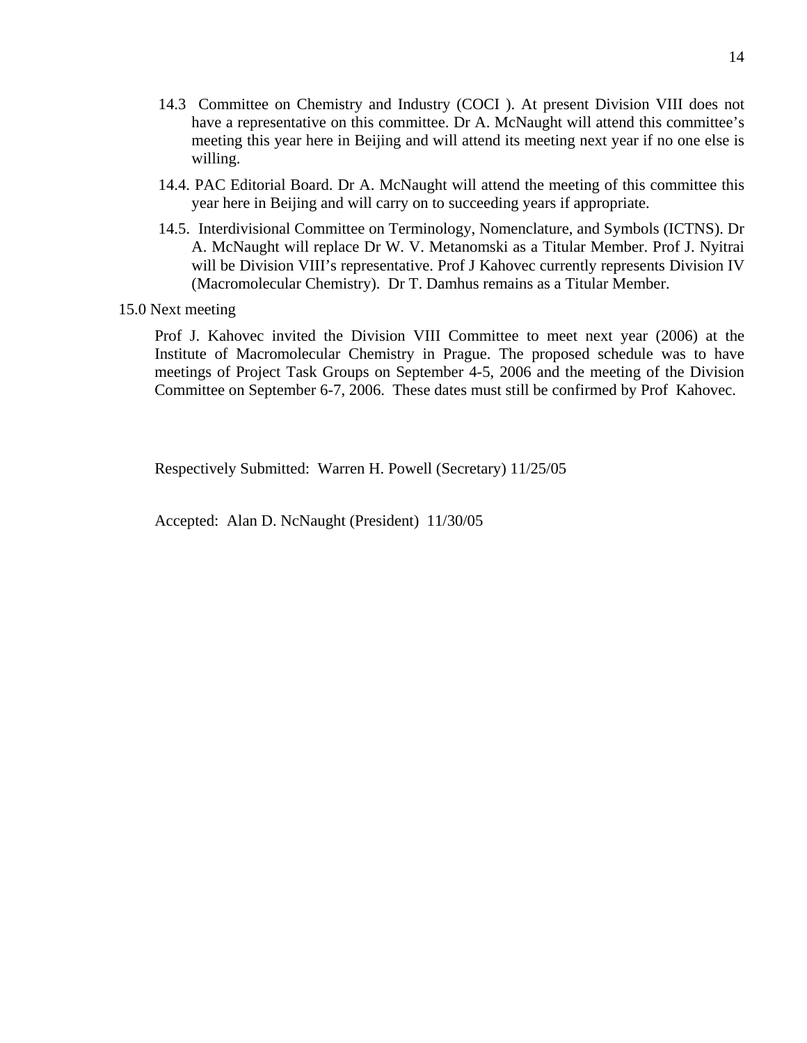14.3 Committee on Chemistry and Industry (COCI ). At present Division VIII does not have a representative on this committee. Dr A. McNaught will attend this committee's meeting this year here in Beijing and will attend its meeting next year if no one else is willing.

14.4. PAC Editorial Board. Dr A. McNaught will attend the meeting of this committee this year here in Beijing and will carry on to succeeding years if appropriate.

14.5. Interdivisional Committee on Terminology, Nomenclature, and Symbols (ICTNS). Dr A. McNaught will replace Dr W. V. Metanomski as a Titular Member. Prof J. Nyitrai will be Division VIII's representative. Prof J Kahovec currently represents Division IV (Macromolecular Chemistry). Dr T. Damhus remains as a Titular Member.

15.0 Next meeting

Prof J. Kahovec invited the Division VIII Committee to meet next year (2006) at the Institute of Macromolecular Chemistry in Prague. The proposed schedule was to have meetings of Project Task Groups on September 4-5, 2006 and the meeting of the Division Committee on September 6-7, 2006. These dates must still be confirmed by Prof Kahovec.

Respectively Submitted: Warren H. Powell (Secretary) 11/25/05

Accepted: Alan D. NcNaught (President) 11/30/05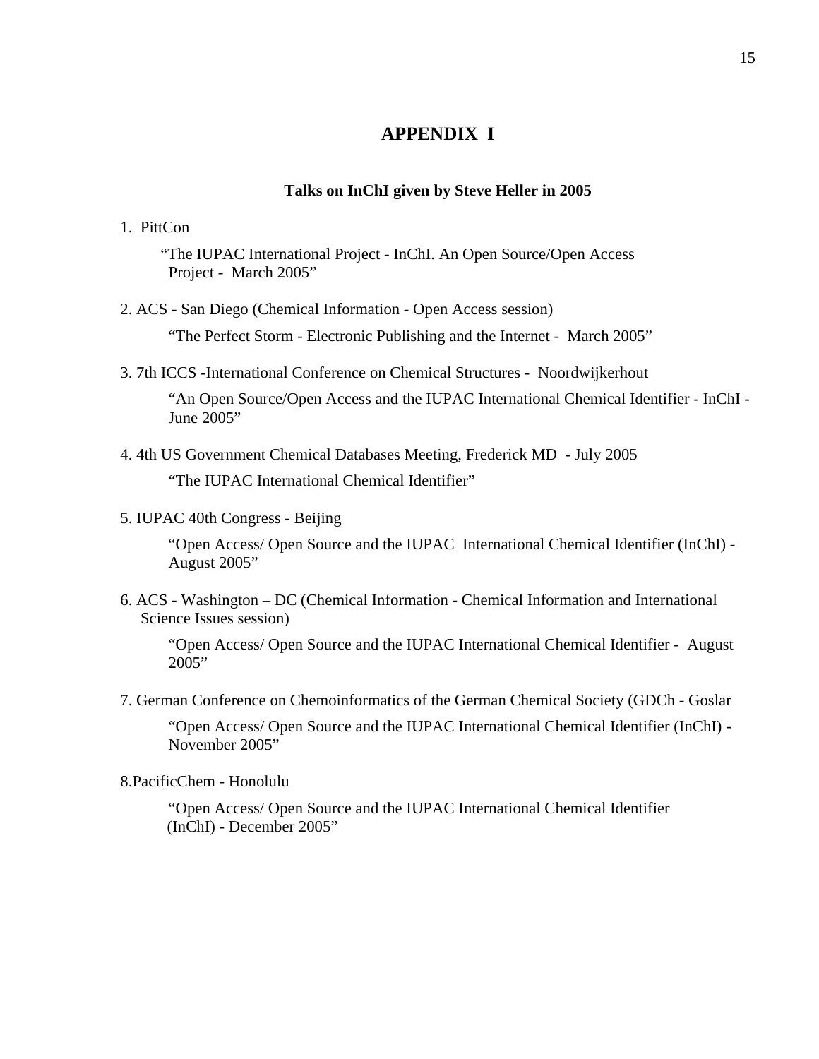# APPENDIX I

### Talks on InChI given by Steve Heller in 2005

1. PittCon

   "The IUPAC International Project - InChI. An Open Source/Open Access Project - March 2005"

2. ACS - San Diego (Chemical Information - Open Access session)

   "The Perfect Storm - Electronic Publishing and the Internet - March 2005"

3. 7th ICCS -International Conference on Chemical Structures - Noordwijkerhout

   "An Open Source/Open Access and the IUPAC International Chemical Identifier - InChI - June 2005"

4. 4th US Government Chemical Databases Meeting, Frederick MD - July 2005

   "The IUPAC International Chemical Identifier"

5. IUPAC 40th Congress - Beijing

   "Open Access/ Open Source and the IUPAC International Chemical Identifier (InChI) - August 2005"

6. ACS - Washington – DC (Chemical Information - Chemical Information and International Science Issues session)

   "Open Access/ Open Source and the IUPAC International Chemical Identifier - August 2005"

7. German Conference on Chemoinformatics of the German Chemical Society (GDCh - Goslar

   "Open Access/ Open Source and the IUPAC International Chemical Identifier (InChI) - November 2005"

8. PacificChem - Honolulu

   "Open Access/ Open Source and the IUPAC International Chemical Identifier (InChI) - December 2005"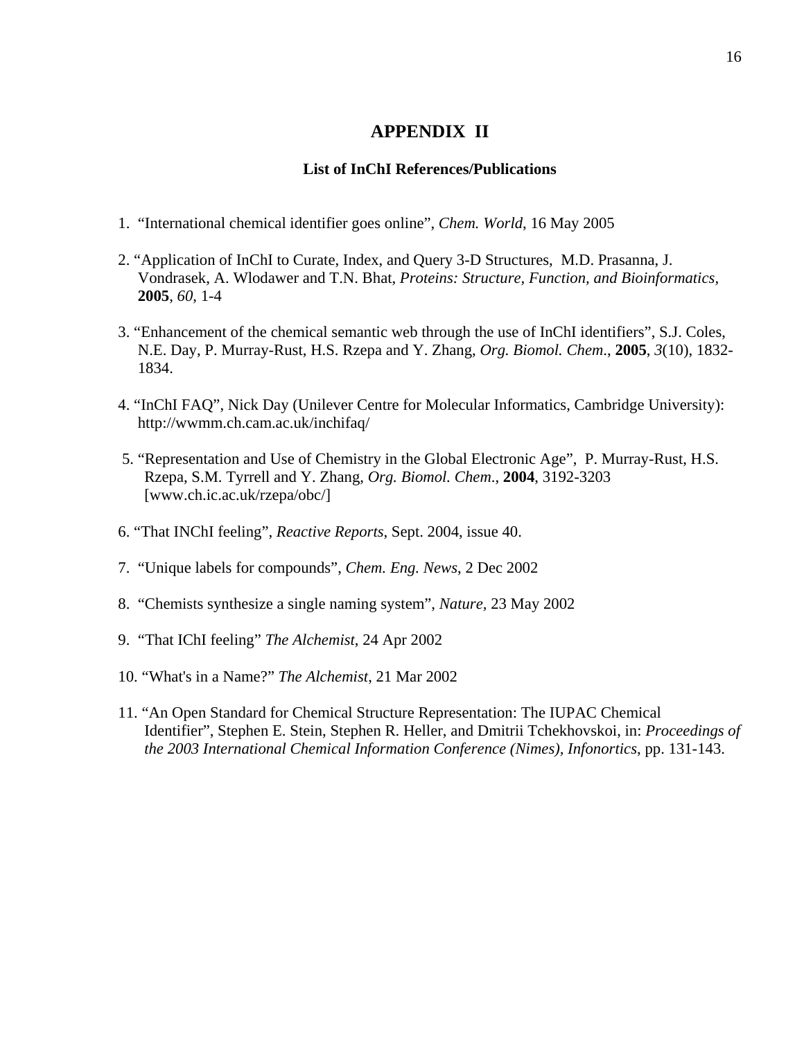# APPENDIX II

### List of InChI References/Publications

1. "International chemical identifier goes online", *Chem. World*, 16 May 2005

2. "Application of InChI to Curate, Index, and Query 3-D Structures, M.D. Prasanna, J. Vondrasek, A. Wlodawer and T.N. Bhat, *Proteins: Structure, Function, and Bioinformatics*, **2005**, *60*, 1-4

3. "Enhancement of the chemical semantic web through the use of InChI identifiers", S.J. Coles, N.E. Day, P. Murray-Rust, H.S. Rzepa and Y. Zhang, *Org. Biomol. Chem*., **2005**, *3*(10), 1832-1834.

4. "InChI FAQ", Nick Day (Unilever Centre for Molecular Informatics, Cambridge University): http://wwmm.ch.cam.ac.uk/inchifaq/

5. "Representation and Use of Chemistry in the Global Electronic Age", P. Murray-Rust, H.S. Rzepa, S.M. Tyrrell and Y. Zhang, *Org. Biomol. Chem*., **2004**, 3192-3203 [www.ch.ic.ac.uk/rzepa/obc/]

6. "That INChI feeling", *Reactive Reports*, Sept. 2004, issue 40.

7. "Unique labels for compounds", *Chem. Eng. News*, 2 Dec 2002

8. "Chemists synthesize a single naming system", *Nature*, 23 May 2002

9. "That IChI feeling" *The Alchemist*, 24 Apr 2002

10. "What's in a Name?" *The Alchemist*, 21 Mar 2002

11. "An Open Standard for Chemical Structure Representation: The IUPAC Chemical Identifier", Stephen E. Stein, Stephen R. Heller, and Dmitrii Tchekhovskoi, in: *Proceedings of the 2003 International Chemical Information Conference (Nimes), Infonortics*, pp. 131-143.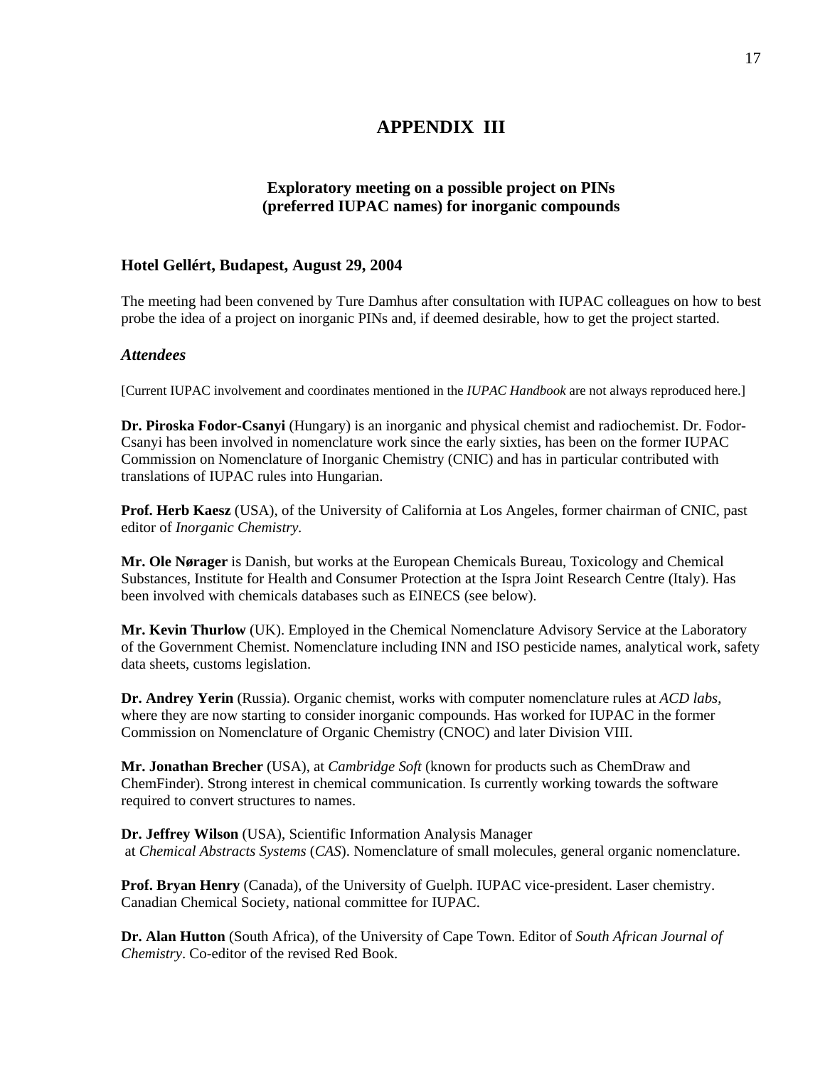# APPENDIX III

## Exploratory meeting on a possible project on PINs (preferred IUPAC names) for inorganic compounds

### Hotel Gellért, Budapest, August 29, 2004

The meeting had been convened by Ture Damhus after consultation with IUPAC colleagues on how to best probe the idea of a project on inorganic PINs and, if deemed desirable, how to get the project started.

### *Attendees*

[Current IUPAC involvement and coordinates mentioned in the *IUPAC Handbook* are not always reproduced here.]

**Dr. Piroska Fodor-Csanyi** (Hungary) is an inorganic and physical chemist and radiochemist. Dr. Fodor-Csanyi has been involved in nomenclature work since the early sixties, has been on the former IUPAC Commission on Nomenclature of Inorganic Chemistry (CNIC) and has in particular contributed with translations of IUPAC rules into Hungarian.

**Prof. Herb Kaesz** (USA), of the University of California at Los Angeles, former chairman of CNIC, past editor of *Inorganic Chemistry.*

**Mr. Ole Nørager** is Danish, but works at the European Chemicals Bureau, Toxicology and Chemical Substances, Institute for Health and Consumer Protection at the Ispra Joint Research Centre (Italy). Has been involved with chemicals databases such as EINECS (see below).

**Mr. Kevin Thurlow** (UK). Employed in the Chemical Nomenclature Advisory Service at the Laboratory of the Government Chemist. Nomenclature including INN and ISO pesticide names, analytical work, safety data sheets, customs legislation.

**Dr. Andrey Yerin** (Russia). Organic chemist, works with computer nomenclature rules at *ACD labs*, where they are now starting to consider inorganic compounds. Has worked for IUPAC in the former Commission on Nomenclature of Organic Chemistry (CNOC) and later Division VIII.

**Mr. Jonathan Brecher** (USA), at *Cambridge Soft* (known for products such as ChemDraw and ChemFinder). Strong interest in chemical communication. Is currently working towards the software required to convert structures to names.

**Dr. Jeffrey Wilson** (USA), Scientific Information Analysis Manager at *Chemical Abstracts Systems* (*CAS*). Nomenclature of small molecules, general organic nomenclature.

**Prof. Bryan Henry** (Canada), of the University of Guelph. IUPAC vice-president. Laser chemistry. Canadian Chemical Society, national committee for IUPAC.

**Dr. Alan Hutton** (South Africa), of the University of Cape Town. Editor of *South African Journal of Chemistry*. Co-editor of the revised Red Book.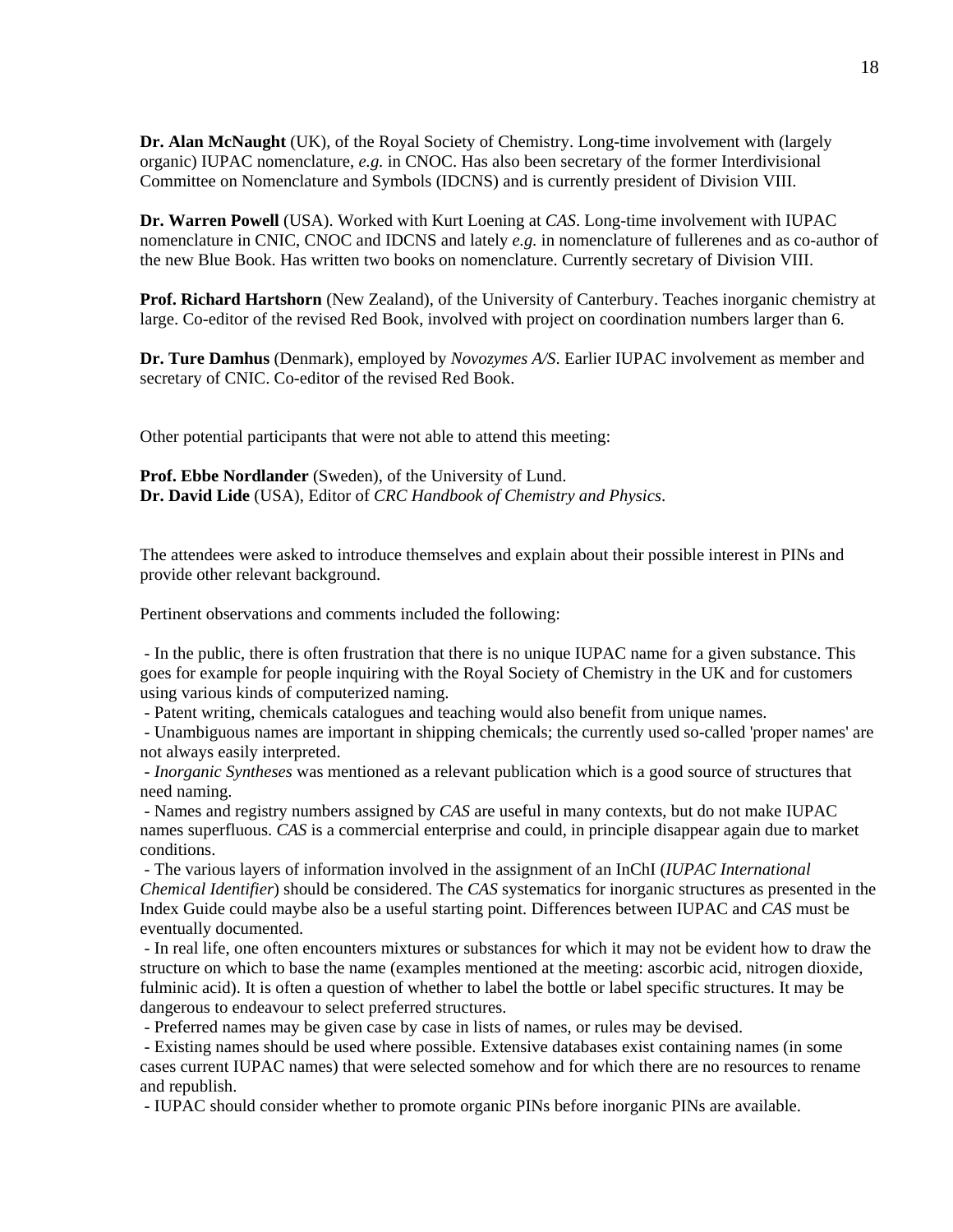**Dr. Alan McNaught** (UK), of the Royal Society of Chemistry. Long-time involvement with (largely organic) IUPAC nomenclature, *e.g.* in CNOC. Has also been secretary of the former Interdivisional Committee on Nomenclature and Symbols (IDCNS) and is currently president of Division VIII.

**Dr. Warren Powell** (USA). Worked with Kurt Loening at *CAS*. Long-time involvement with IUPAC nomenclature in CNIC, CNOC and IDCNS and lately *e.g.* in nomenclature of fullerenes and as co-author of the new Blue Book. Has written two books on nomenclature. Currently secretary of Division VIII.

**Prof. Richard Hartshorn** (New Zealand), of the University of Canterbury. Teaches inorganic chemistry at large. Co-editor of the revised Red Book, involved with project on coordination numbers larger than 6.

**Dr. Ture Damhus** (Denmark), employed by *Novozymes A/S*. Earlier IUPAC involvement as member and secretary of CNIC. Co-editor of the revised Red Book.

Other potential participants that were not able to attend this meeting:

**Prof. Ebbe Nordlander** (Sweden), of the University of Lund.
**Dr. David Lide** (USA), Editor of *CRC Handbook of Chemistry and Physics*.

The attendees were asked to introduce themselves and explain about their possible interest in PINs and provide other relevant background.

Pertinent observations and comments included the following:

- In the public, there is often frustration that there is no unique IUPAC name for a given substance. This goes for example for people inquiring with the Royal Society of Chemistry in the UK and for customers using various kinds of computerized naming.
- Patent writing, chemicals catalogues and teaching would also benefit from unique names.
- Unambiguous names are important in shipping chemicals; the currently used so-called 'proper names' are not always easily interpreted.
- *Inorganic Syntheses* was mentioned as a relevant publication which is a good source of structures that need naming.
- Names and registry numbers assigned by *CAS* are useful in many contexts, but do not make IUPAC names superfluous. *CAS* is a commercial enterprise and could, in principle disappear again due to market conditions.
- The various layers of information involved in the assignment of an InChI (*IUPAC International Chemical Identifier*) should be considered. The *CAS* systematics for inorganic structures as presented in the Index Guide could maybe also be a useful starting point. Differences between IUPAC and *CAS* must be eventually documented.
- In real life, one often encounters mixtures or substances for which it may not be evident how to draw the structure on which to base the name (examples mentioned at the meeting: ascorbic acid, nitrogen dioxide, fulminic acid). It is often a question of whether to label the bottle or label specific structures. It may be dangerous to endeavour to select preferred structures.
- Preferred names may be given case by case in lists of names, or rules may be devised.
- Existing names should be used where possible. Extensive databases exist containing names (in some cases current IUPAC names) that were selected somehow and for which there are no resources to rename and republish.
- IUPAC should consider whether to promote organic PINs before inorganic PINs are available.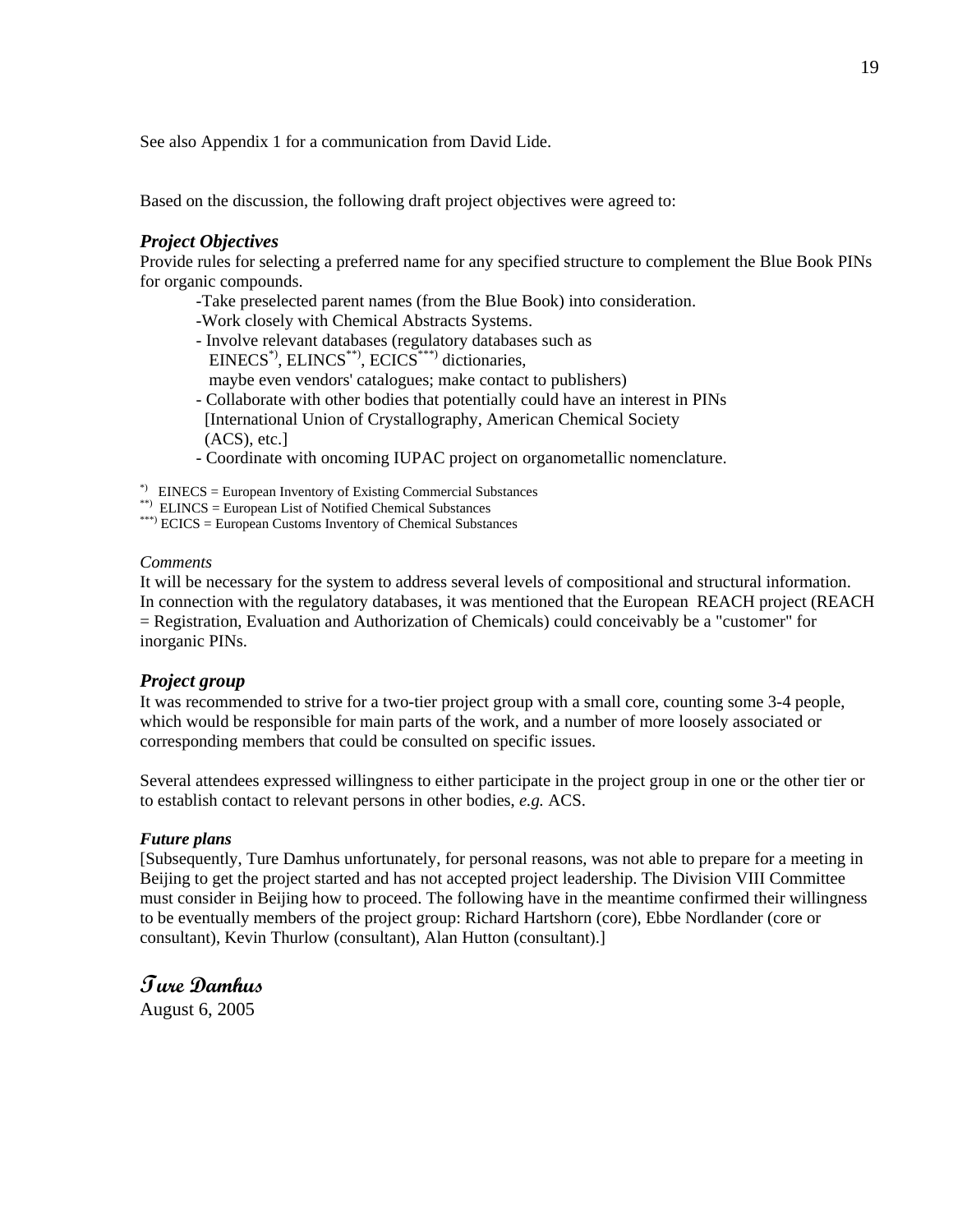See also Appendix 1 for a communication from David Lide.

Based on the discussion, the following draft project objectives were agreed to:

### *Project Objectives*

Provide rules for selecting a preferred name for any specified structure to complement the Blue Book PINs for organic compounds.

- -Take preselected parent names (from the Blue Book) into consideration.
- -Work closely with Chemical Abstracts Systems.
- - Involve relevant databases (regulatory databases such as EINECS*), ELINCS**), ECICS***) dictionaries, maybe even vendors' catalogues; make contact to publishers)
- - Collaborate with other bodies that potentially could have an interest in PINs [International Union of Crystallography, American Chemical Society (ACS), etc.]
- - Coordinate with oncoming IUPAC project on organometallic nomenclature.

*) EINECS = European Inventory of Existing Commercial Substances
**) ELINCS = European List of Notified Chemical Substances
***) ECICS = European Customs Inventory of Chemical Substances

*Comments*

It will be necessary for the system to address several levels of compositional and structural information. In connection with the regulatory databases, it was mentioned that the European REACH project (REACH = Registration, Evaluation and Authorization of Chemicals) could conceivably be a "customer" for inorganic PINs.

### *Project group*

It was recommended to strive for a two-tier project group with a small core, counting some 3-4 people, which would be responsible for main parts of the work, and a number of more loosely associated or corresponding members that could be consulted on specific issues.

Several attendees expressed willingness to either participate in the project group in one or the other tier or to establish contact to relevant persons in other bodies, *e.g.* ACS.

#### *Future plans*

[Subsequently, Ture Damhus unfortunately, for personal reasons, was not able to prepare for a meeting in Beijing to get the project started and has not accepted project leadership. The Division VIII Committee must consider in Beijing how to proceed. The following have in the meantime confirmed their willingness to be eventually members of the project group: Richard Hartshorn (core), Ebbe Nordlander (core or consultant), Kevin Thurlow (consultant), Alan Hutton (consultant).]

**Ture Damhus**
August 6, 2005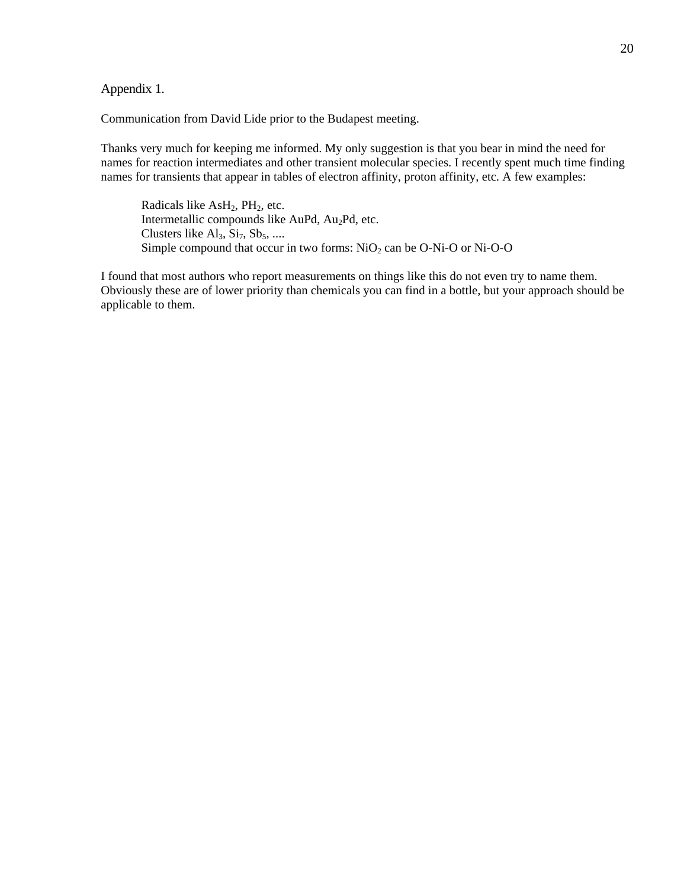## Appendix 1.

Communication from David Lide prior to the Budapest meeting.

Thanks very much for keeping me informed. My only suggestion is that you bear in mind the need for names for reaction intermediates and other transient molecular species. I recently spent much time finding names for transients that appear in tables of electron affinity, proton affinity, etc. A few examples:

> Radicals like $AsH_2$, $PH_2$, etc.
> Intermetallic compounds like AuPd, $Au_2Pd$, etc.
> Clusters like $Al_3$, $Si_7$, $Sb_5$, ....
> Simple compound that occur in two forms: $NiO_2$ can be O-Ni-O or Ni-O-O

I found that most authors who report measurements on things like this do not even try to name them. Obviously these are of lower priority than chemicals you can find in a bottle, but your approach should be applicable to them.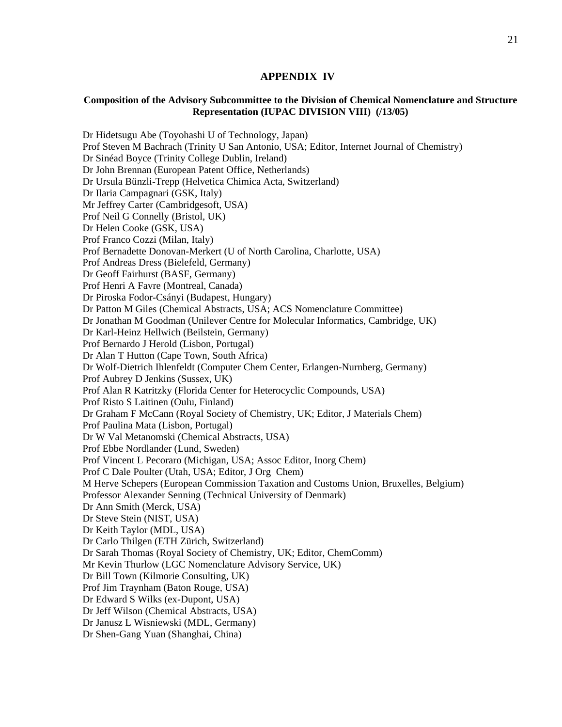# APPENDIX IV

## Composition of the Advisory Subcommittee to the Division of Chemical Nomenclature and Structure Representation (IUPAC DIVISION VIII) (/13/05)

Dr Hidetsugu Abe (Toyohashi U of Technology, Japan)
Prof Steven M Bachrach (Trinity U San Antonio, USA; Editor, Internet Journal of Chemistry)
Dr Sinéad Boyce (Trinity College Dublin, Ireland)
Dr John Brennan (European Patent Office, Netherlands)
Dr Ursula Bünzli-Trepp (Helvetica Chimica Acta, Switzerland)
Dr Ilaria Campagnari (GSK, Italy)
Mr Jeffrey Carter (Cambridgesoft, USA)
Prof Neil G Connelly (Bristol, UK)
Dr Helen Cooke (GSK, USA)
Prof Franco Cozzi (Milan, Italy)
Prof Bernadette Donovan-Merkert (U of North Carolina, Charlotte, USA)
Prof Andreas Dress (Bielefeld, Germany)
Dr Geoff Fairhurst (BASF, Germany)
Prof Henri A Favre (Montreal, Canada)
Dr Piroska Fodor-Csányi (Budapest, Hungary)
Dr Patton M Giles (Chemical Abstracts, USA; ACS Nomenclature Committee)
Dr Jonathan M Goodman (Unilever Centre for Molecular Informatics, Cambridge, UK)
Dr Karl-Heinz Hellwich (Beilstein, Germany)
Prof Bernardo J Herold (Lisbon, Portugal)
Dr Alan T Hutton (Cape Town, South Africa)
Dr Wolf-Dietrich Ihlenfeldt (Computer Chem Center, Erlangen-Nurnberg, Germany)
Prof Aubrey D Jenkins (Sussex, UK)
Prof Alan R Katritzky (Florida Center for Heterocyclic Compounds, USA)
Prof Risto S Laitinen (Oulu, Finland)
Dr Graham F McCann (Royal Society of Chemistry, UK; Editor, J Materials Chem)
Prof Paulina Mata (Lisbon, Portugal)
Dr W Val Metanomski (Chemical Abstracts, USA)
Prof Ebbe Nordlander (Lund, Sweden)
Prof Vincent L Pecoraro (Michigan, USA; Assoc Editor, Inorg Chem)
Prof C Dale Poulter (Utah, USA; Editor, J Org Chem)
M Herve Schepers (European Commission Taxation and Customs Union, Bruxelles, Belgium)
Professor Alexander Senning (Technical University of Denmark)
Dr Ann Smith (Merck, USA)
Dr Steve Stein (NIST, USA)
Dr Keith Taylor (MDL, USA)
Dr Carlo Thilgen (ETH Zürich, Switzerland)
Dr Sarah Thomas (Royal Society of Chemistry, UK; Editor, ChemComm)
Mr Kevin Thurlow (LGC Nomenclature Advisory Service, UK)
Dr Bill Town (Kilmorie Consulting, UK)
Prof Jim Traynham (Baton Rouge, USA)
Dr Edward S Wilks (ex-Dupont, USA)
Dr Jeff Wilson (Chemical Abstracts, USA)
Dr Janusz L Wisniewski (MDL, Germany)
Dr Shen-Gang Yuan (Shanghai, China)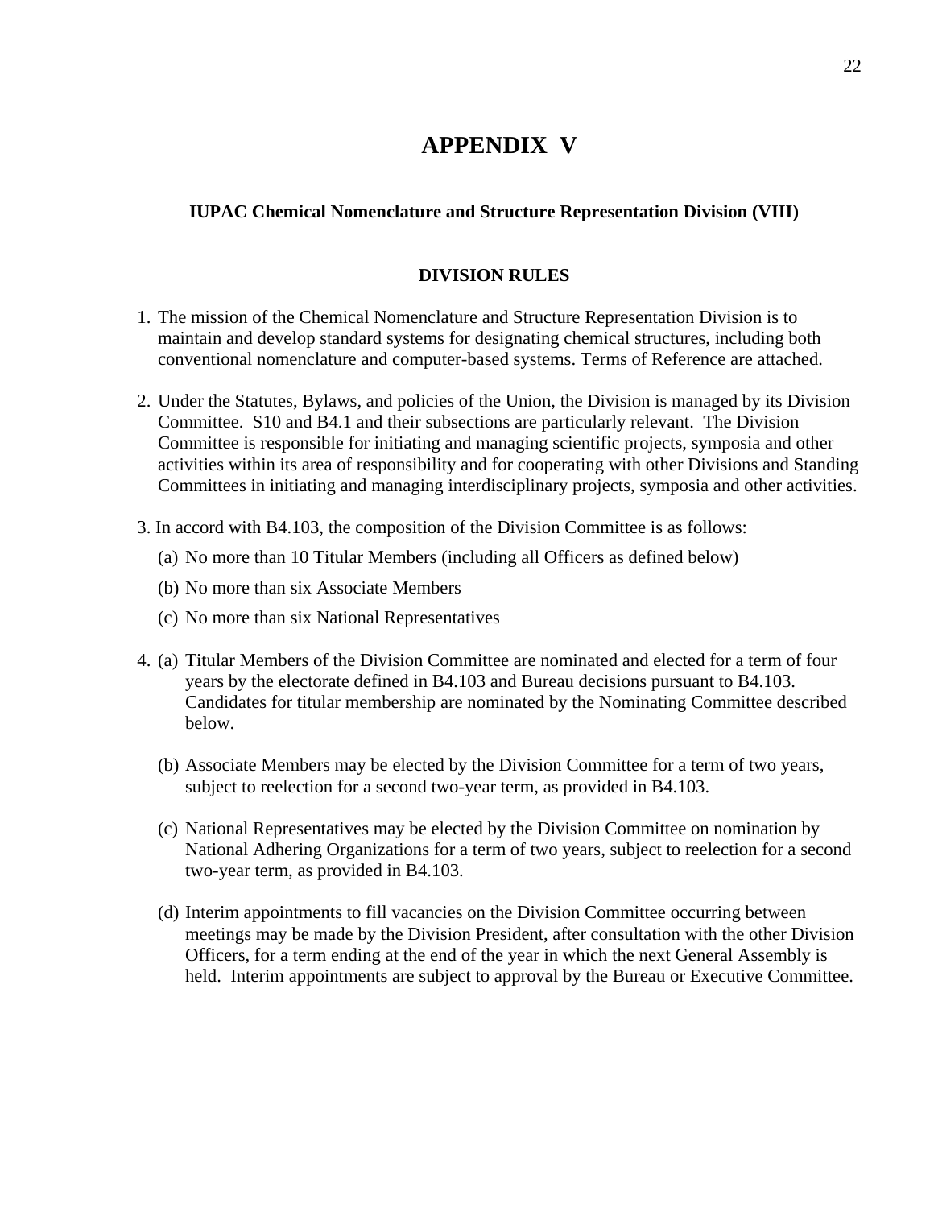# APPENDIX V

### IUPAC Chemical Nomenclature and Structure Representation Division (VIII)

### DIVISION RULES

1. The mission of the Chemical Nomenclature and Structure Representation Division is to maintain and develop standard systems for designating chemical structures, including both conventional nomenclature and computer-based systems. Terms of Reference are attached.

2. Under the Statutes, Bylaws, and policies of the Union, the Division is managed by its Division Committee. S10 and B4.1 and their subsections are particularly relevant. The Division Committee is responsible for initiating and managing scientific projects, symposia and other activities within its area of responsibility and for cooperating with other Divisions and Standing Committees in initiating and managing interdisciplinary projects, symposia and other activities.

3. In accord with B4.103, the composition of the Division Committee is as follows:

   (a) No more than 10 Titular Members (including all Officers as defined below)

   (b) No more than six Associate Members

   (c) No more than six National Representatives

4. (a) Titular Members of the Division Committee are nominated and elected for a term of four years by the electorate defined in B4.103 and Bureau decisions pursuant to B4.103. Candidates for titular membership are nominated by the Nominating Committee described below.

   (b) Associate Members may be elected by the Division Committee for a term of two years, subject to reelection for a second two-year term, as provided in B4.103.

   (c) National Representatives may be elected by the Division Committee on nomination by National Adhering Organizations for a term of two years, subject to reelection for a second two-year term, as provided in B4.103.

   (d) Interim appointments to fill vacancies on the Division Committee occurring between meetings may be made by the Division President, after consultation with the other Division Officers, for a term ending at the end of the year in which the next General Assembly is held. Interim appointments are subject to approval by the Bureau or Executive Committee.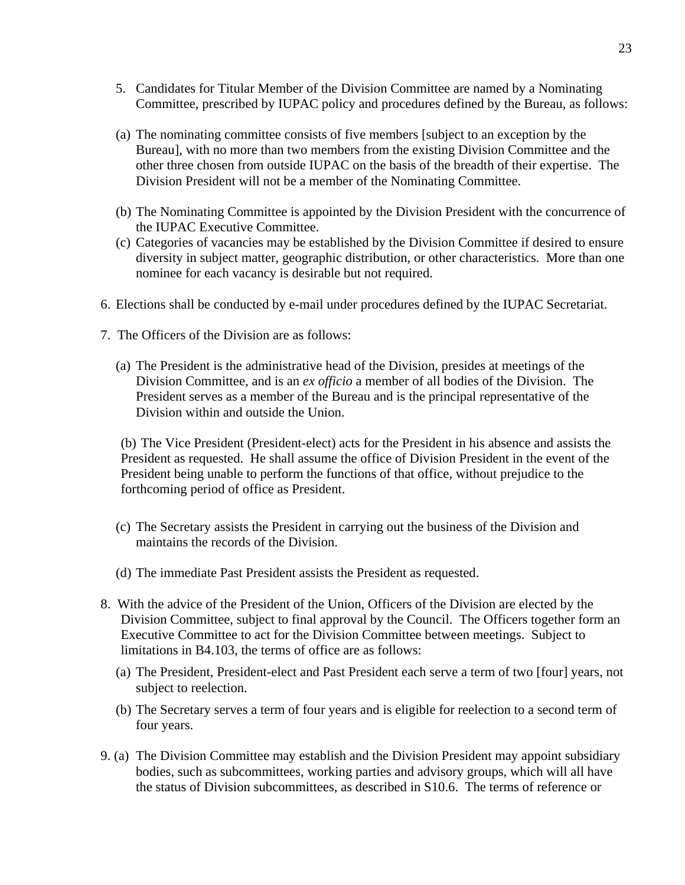5. Candidates for Titular Member of the Division Committee are named by a Nominating Committee, prescribed by IUPAC policy and procedures defined by the Bureau, as follows:

(a) The nominating committee consists of five members [subject to an exception by the Bureau], with no more than two members from the existing Division Committee and the other three chosen from outside IUPAC on the basis of the breadth of their expertise. The Division President will not be a member of the Nominating Committee.

(b) The Nominating Committee is appointed by the Division President with the concurrence of the IUPAC Executive Committee.

(c) Categories of vacancies may be established by the Division Committee if desired to ensure diversity in subject matter, geographic distribution, or other characteristics. More than one nominee for each vacancy is desirable but not required.

6. Elections shall be conducted by e-mail under procedures defined by the IUPAC Secretariat.

7. The Officers of the Division are as follows:

(a) The President is the administrative head of the Division, presides at meetings of the Division Committee, and is an *ex officio* a member of all bodies of the Division. The President serves as a member of the Bureau and is the principal representative of the Division within and outside the Union.

(b) The Vice President (President-elect) acts for the President in his absence and assists the President as requested. He shall assume the office of Division President in the event of the President being unable to perform the functions of that office, without prejudice to the forthcoming period of office as President.

(c) The Secretary assists the President in carrying out the business of the Division and maintains the records of the Division.

(d) The immediate Past President assists the President as requested.

8. With the advice of the President of the Union, Officers of the Division are elected by the Division Committee, subject to final approval by the Council. The Officers together form an Executive Committee to act for the Division Committee between meetings. Subject to limitations in B4.103, the terms of office are as follows:

(a) The President, President-elect and Past President each serve a term of two [four] years, not subject to reelection.

(b) The Secretary serves a term of four years and is eligible for reelection to a second term of four years.

9. (a) The Division Committee may establish and the Division President may appoint subsidiary bodies, such as subcommittees, working parties and advisory groups, which will all have the status of Division subcommittees, as described in S10.6. The terms of reference or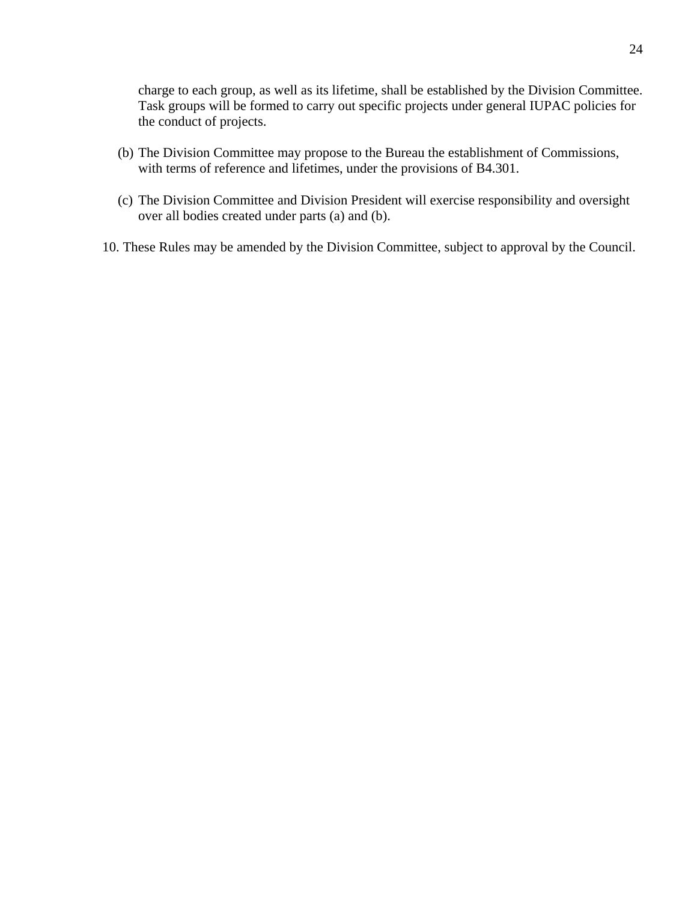charge to each group, as well as its lifetime, shall be established by the Division Committee. Task groups will be formed to carry out specific projects under general IUPAC policies for the conduct of projects.

(b) The Division Committee may propose to the Bureau the establishment of Commissions, with terms of reference and lifetimes, under the provisions of B4.301.

(c) The Division Committee and Division President will exercise responsibility and oversight over all bodies created under parts (a) and (b).

10. These Rules may be amended by the Division Committee, subject to approval by the Council.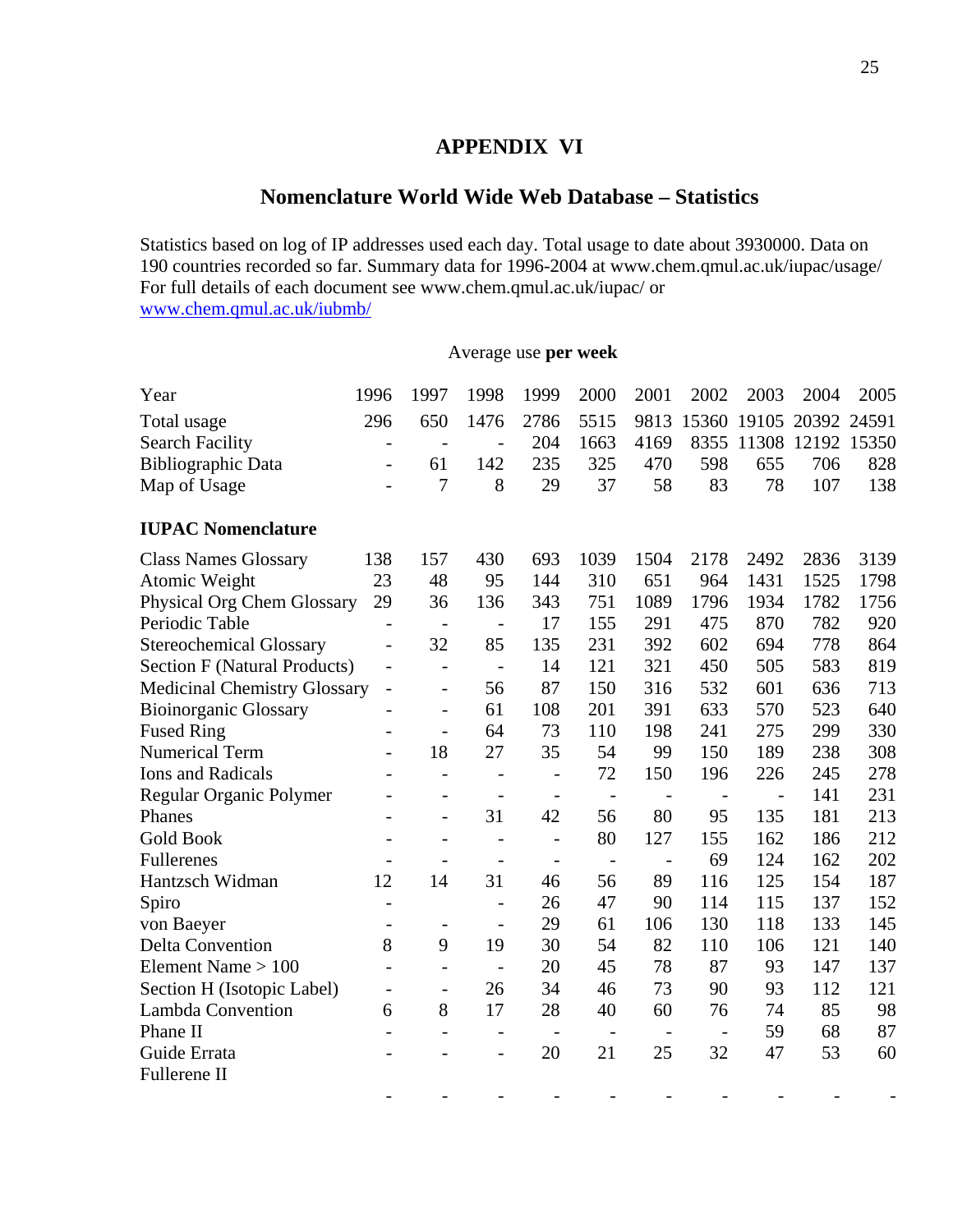# APPENDIX VI

## Nomenclature World Wide Web Database – Statistics

Statistics based on log of IP addresses used each day. Total usage to date about 3930000. Data on 190 countries recorded so far. Summary data for 1996-2004 at www.chem.qmul.ac.uk/iupac/usage/ For full details of each document see www.chem.qmul.ac.uk/iupac/ or www.chem.qmul.ac.uk/iubmb/

Average use **per week**

| Year | 1996 | 1997 | 1998 | 1999 | 2000 | 2001 | 2002 | 2003 | 2004 | 2005 |
|---|---|---|---|---|---|---|---|---|---|---|
| Total usage | 296 | 650 | 1476 | 2786 | 5515 | 9813 | 15360 | 19105 | 20392 | 24591 |
| Search Facility | - | - | - | 204 | 1663 | 4169 | 8355 | 11308 | 12192 | 15350 |
| Bibliographic Data | - | 61 | 142 | 235 | 325 | 470 | 598 | 655 | 706 | 828 |
| Map of Usage | - | 7 | 8 | 29 | 37 | 58 | 83 | 78 | 107 | 138 |
| **IUPAC Nomenclature** | | | | | | | | | | |
| Class Names Glossary | 138 | 157 | 430 | 693 | 1039 | 1504 | 2178 | 2492 | 2836 | 3139 |
| Atomic Weight | 23 | 48 | 95 | 144 | 310 | 651 | 964 | 1431 | 1525 | 1798 |
| Physical Org Chem Glossary | 29 | 36 | 136 | 343 | 751 | 1089 | 1796 | 1934 | 1782 | 1756 |
| Periodic Table | - | - | - | 17 | 155 | 291 | 475 | 870 | 782 | 920 |
| Stereochemical Glossary | - | 32 | 85 | 135 | 231 | 392 | 602 | 694 | 778 | 864 |
| Section F (Natural Products) | - | - | - | 14 | 121 | 321 | 450 | 505 | 583 | 819 |
| Medicinal Chemistry Glossary | - | - | 56 | 87 | 150 | 316 | 532 | 601 | 636 | 713 |
| Bioinorganic Glossary | - | - | 61 | 108 | 201 | 391 | 633 | 570 | 523 | 640 |
| Fused Ring | - | - | 64 | 73 | 110 | 198 | 241 | 275 | 299 | 330 |
| Numerical Term | - | 18 | 27 | 35 | 54 | 99 | 150 | 189 | 238 | 308 |
| Ions and Radicals | - | - | - | - | 72 | 150 | 196 | 226 | 245 | 278 |
| Regular Organic Polymer | - | - | - | - | - | - | - | - | 141 | 231 |
| Phanes | - | - | 31 | 42 | 56 | 80 | 95 | 135 | 181 | 213 |
| Gold Book | - | - | - | - | 80 | 127 | 155 | 162 | 186 | 212 |
| Fullerenes | - | - | - | - | - | - | 69 | 124 | 162 | 202 |
| Hantzsch Widman | 12 | 14 | 31 | 46 | 56 | 89 | 116 | 125 | 154 | 187 |
| Spiro | - | | - | 26 | 47 | 90 | 114 | 115 | 137 | 152 |
| von Baeyer | - | - | - | 29 | 61 | 106 | 130 | 118 | 133 | 145 |
| Delta Convention | 8 | 9 | 19 | 30 | 54 | 82 | 110 | 106 | 121 | 140 |
| Element Name > 100 | - | - | - | 20 | 45 | 78 | 87 | 93 | 147 | 137 |
| Section H (Isotopic Label) | - | - | 26 | 34 | 46 | 73 | 90 | 93 | 112 | 121 |
| Lambda Convention | 6 | 8 | 17 | 28 | 40 | 60 | 76 | 74 | 85 | 98 |
| Phane II | - | - | - | - | - | - | - | 59 | 68 | 87 |
| Guide Errata | - | - | - | 20 | 21 | 25 | 32 | 47 | 53 | 60 |
| Fullerene II | - | - | - | - | - | - | - | - | - | - |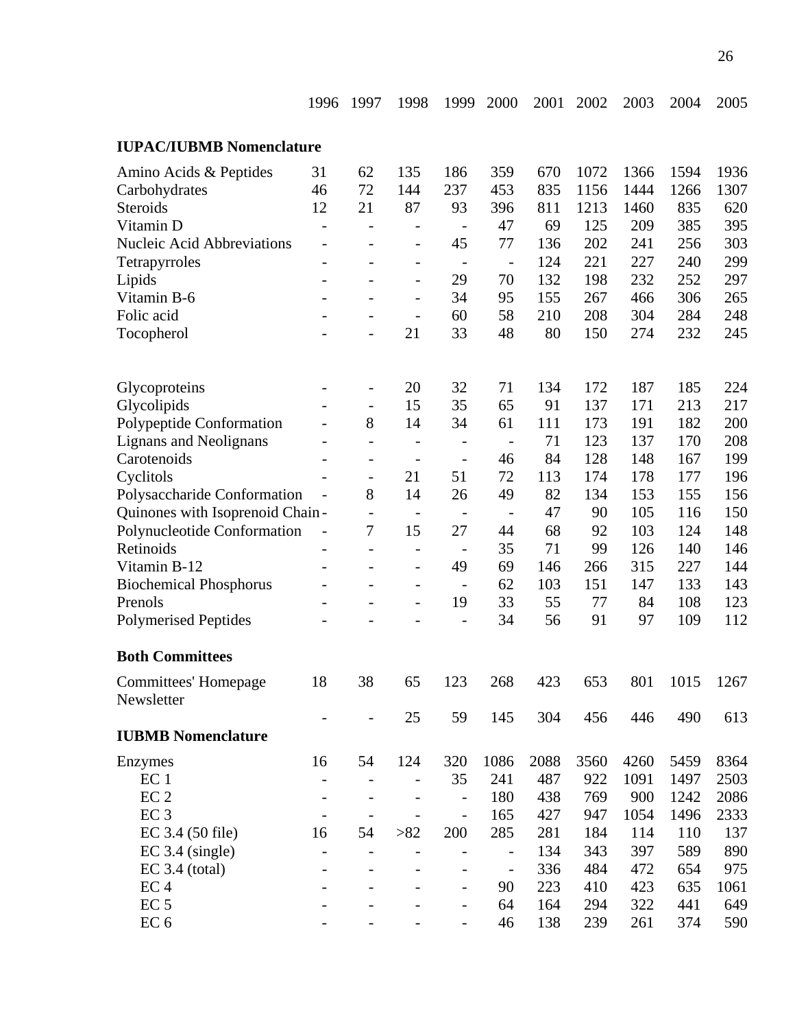| | 1996 | 1997 | 1998 | 1999 | 2000 | 2001 | 2002 | 2003 | 2004 | 2005 |
|---|---|---|---|---|---|---|---|---|---|---|
| **IUPAC/IUBMB Nomenclature** | | | | | | | | | | |
| Amino Acids & Peptides | 31 | 62 | 135 | 186 | 359 | 670 | 1072 | 1366 | 1594 | 1936 |
| Carbohydrates | 46 | 72 | 144 | 237 | 453 | 835 | 1156 | 1444 | 1266 | 1307 |
| Steroids | 12 | 21 | 87 | 93 | 396 | 811 | 1213 | 1460 | 835 | 620 |
| Vitamin D | - | - | - | - | 47 | 69 | 125 | 209 | 385 | 395 |
| Nucleic Acid Abbreviations | - | - | - | 45 | 77 | 136 | 202 | 241 | 256 | 303 |
| Tetrapyrroles | - | - | - | - | - | 124 | 221 | 227 | 240 | 299 |
| Lipids | - | - | - | 29 | 70 | 132 | 198 | 232 | 252 | 297 |
| Vitamin B-6 | - | - | - | 34 | 95 | 155 | 267 | 466 | 306 | 265 |
| Folic acid | - | - | - | 60 | 58 | 210 | 208 | 304 | 284 | 248 |
| Tocopherol | - | - | 21 | 33 | 48 | 80 | 150 | 274 | 232 | 245 |
| | | | | | | | | | | |
| Glycoproteins | - | - | 20 | 32 | 71 | 134 | 172 | 187 | 185 | 224 |
| Glycolipids | - | - | 15 | 35 | 65 | 91 | 137 | 171 | 213 | 217 |
| Polypeptide Conformation | - | 8 | 14 | 34 | 61 | 111 | 173 | 191 | 182 | 200 |
| Lignans and Neolignans | - | - | - | - | - | 71 | 123 | 137 | 170 | 208 |
| Carotenoids | - | - | - | - | 46 | 84 | 128 | 148 | 167 | 199 |
| Cyclitols | - | - | 21 | 51 | 72 | 113 | 174 | 178 | 177 | 196 |
| Polysaccharide Conformation | - | 8 | 14 | 26 | 49 | 82 | 134 | 153 | 155 | 156 |
| Quinones with Isoprenoid Chain | - | - | - | - | - | 47 | 90 | 105 | 116 | 150 |
| Polynucleotide Conformation | - | 7 | 15 | 27 | 44 | 68 | 92 | 103 | 124 | 148 |
| Retinoids | - | - | - | - | 35 | 71 | 99 | 126 | 140 | 146 |
| Vitamin B-12 | - | - | - | 49 | 69 | 146 | 266 | 315 | 227 | 144 |
| Biochemical Phosphorus | - | - | - | - | 62 | 103 | 151 | 147 | 133 | 143 |
| Prenols | - | - | - | 19 | 33 | 55 | 77 | 84 | 108 | 123 |
| Polymerised Peptides | - | - | - | - | 34 | 56 | 91 | 97 | 109 | 112 |
| **Both Committees** | | | | | | | | | | |
| Committees' Homepage | 18 | 38 | 65 | 123 | 268 | 423 | 653 | 801 | 1015 | 1267 |
| Newsletter | - | - | 25 | 59 | 145 | 304 | 456 | 446 | 490 | 613 |
| **IUBMB Nomenclature** | | | | | | | | | | |
| Enzymes | 16 | 54 | 124 | 320 | 1086 | 2088 | 3560 | 4260 | 5459 | 8364 |
| EC 1 | - | - | - | 35 | 241 | 487 | 922 | 1091 | 1497 | 2503 |
| EC 2 | - | - | - | - | 180 | 438 | 769 | 900 | 1242 | 2086 |
| EC 3 | - | - | - | - | 165 | 427 | 947 | 1054 | 1496 | 2333 |
| EC 3.4 (50 file) | 16 | 54 | >82 | 200 | 285 | 281 | 184 | 114 | 110 | 137 |
| EC 3.4 (single) | - | - | - | - | - | 134 | 343 | 397 | 589 | 890 |
| EC 3.4 (total) | - | - | - | - | - | 336 | 484 | 472 | 654 | 975 |
| EC 4 | - | - | - | - | 90 | 223 | 410 | 423 | 635 | 1061 |
| EC 5 | - | - | - | - | 64 | 164 | 294 | 322 | 441 | 649 |
| EC 6 | - | - | - | - | 46 | 138 | 239 | 261 | 374 | 590 |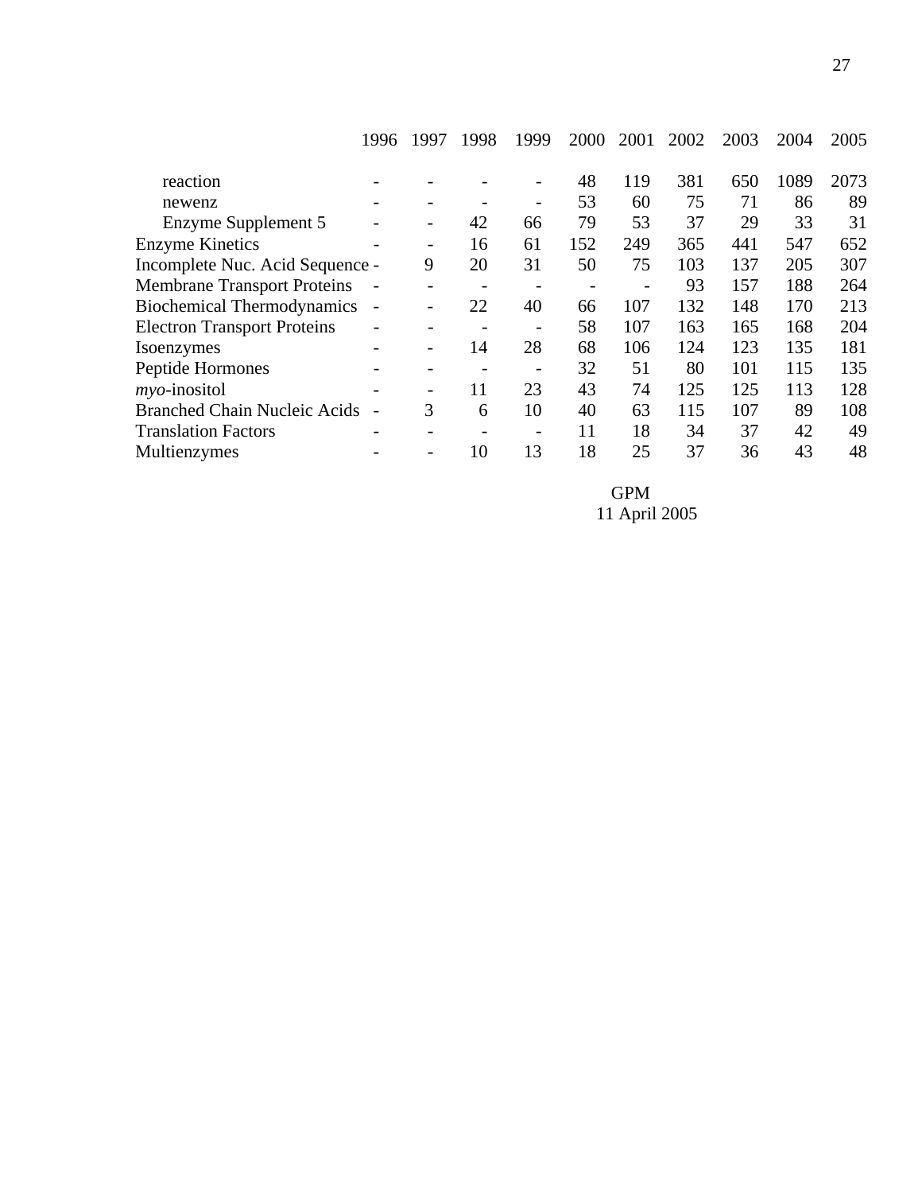| | 1996 | 1997 | 1998 | 1999 | 2000 | 2001 | 2002 | 2003 | 2004 | 2005 |
|---|---|---|---|---|---|---|---|---|---|---|
| reaction | - | - | - | - | 48 | 119 | 381 | 650 | 1089 | 2073 |
| newenz | - | - | - | - | 53 | 60 | 75 | 71 | 86 | 89 |
| Enzyme Supplement 5 | - | - | 42 | 66 | 79 | 53 | 37 | 29 | 33 | 31 |
| Enzyme Kinetics | - | - | 16 | 61 | 152 | 249 | 365 | 441 | 547 | 652 |
| Incomplete Nuc. Acid Sequence | - | 9 | 20 | 31 | 50 | 75 | 103 | 137 | 205 | 307 |
| Membrane Transport Proteins | - | - | - | - | - | - | 93 | 157 | 188 | 264 |
| Biochemical Thermodynamics | - | - | 22 | 40 | 66 | 107 | 132 | 148 | 170 | 213 |
| Electron Transport Proteins | - | - | - | - | 58 | 107 | 163 | 165 | 168 | 204 |
| Isoenzymes | - | - | 14 | 28 | 68 | 106 | 124 | 123 | 135 | 181 |
| Peptide Hormones | - | - | - | - | 32 | 51 | 80 | 101 | 115 | 135 |
| *myo*-inositol | - | - | 11 | 23 | 43 | 74 | 125 | 125 | 113 | 128 |
| Branched Chain Nucleic Acids | - | 3 | 6 | 10 | 40 | 63 | 115 | 107 | 89 | 108 |
| Translation Factors | - | - | - | - | 11 | 18 | 34 | 37 | 42 | 49 |
| Multienzymes | - | - | 10 | 13 | 18 | 25 | 37 | 36 | 43 | 48 |

GPM
11 April 2005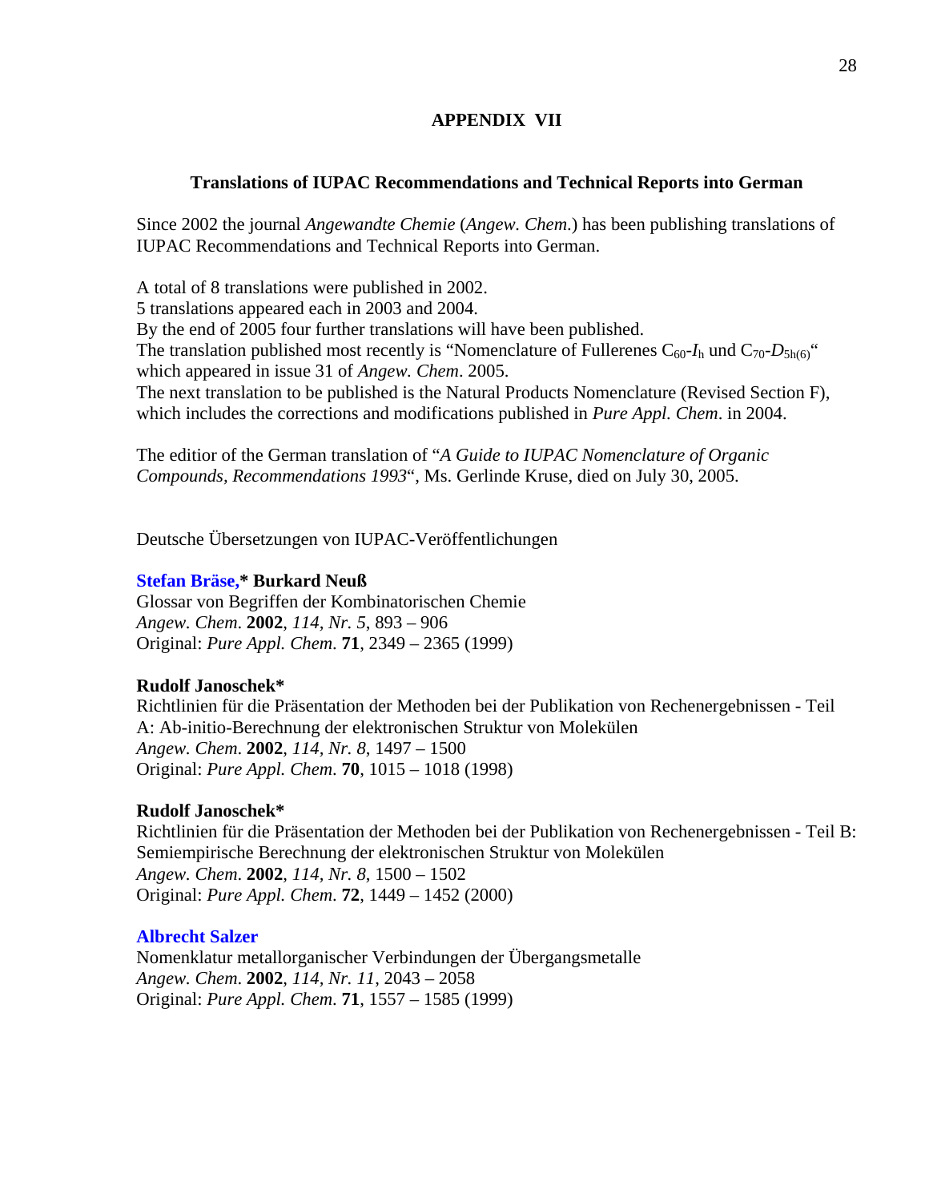## APPENDIX VII

### Translations of IUPAC Recommendations and Technical Reports into German

Since 2002 the journal *Angewandte Chemie* (*Angew. Chem.*) has been publishing translations of IUPAC Recommendations and Technical Reports into German.

A total of 8 translations were published in 2002.
5 translations appeared each in 2003 and 2004.
By the end of 2005 four further translations will have been published.
The translation published most recently is "Nomenclature of Fullerenes $C_{60}$-$I_h$ und $C_{70}$-$D_{5h(6)}$" which appeared in issue 31 of *Angew. Chem*. 2005.
The next translation to be published is the Natural Products Nomenclature (Revised Section F), which includes the corrections and modifications published in *Pure Appl. Chem*. in 2004.

The editior of the German translation of "*A Guide to IUPAC Nomenclature of Organic Compounds, Recommendations 1993*", Ms. Gerlinde Kruse, died on July 30, 2005.

Deutsche Übersetzungen von IUPAC-Veröffentlichungen

**Stefan Bräse,\* Burkard Neuß**
Glossar von Begriffen der Kombinatorischen Chemie
*Angew. Chem.* **2002**, *114, Nr. 5*, 893 – 906
Original: *Pure Appl. Chem.* **71**, 2349 – 2365 (1999)

**Rudolf Janoschek\***
Richtlinien für die Präsentation der Methoden bei der Publikation von Rechenergebnissen - Teil A: Ab-initio-Berechnung der elektronischen Struktur von Molekülen
*Angew. Chem.* **2002**, *114, Nr. 8*, 1497 – 1500
Original: *Pure Appl. Chem.* **70**, 1015 – 1018 (1998)

**Rudolf Janoschek\***
Richtlinien für die Präsentation der Methoden bei der Publikation von Rechenergebnissen - Teil B: Semiempirische Berechnung der elektronischen Struktur von Molekülen
*Angew. Chem.* **2002**, *114, Nr. 8*, 1500 – 1502
Original: *Pure Appl. Chem.* **72**, 1449 – 1452 (2000)

**Albrecht Salzer**
Nomenklatur metallorganischer Verbindungen der Übergangsmetalle
*Angew. Chem.* **2002**, *114, Nr. 11*, 2043 – 2058
Original: *Pure Appl. Chem.* **71**, 1557 – 1585 (1999)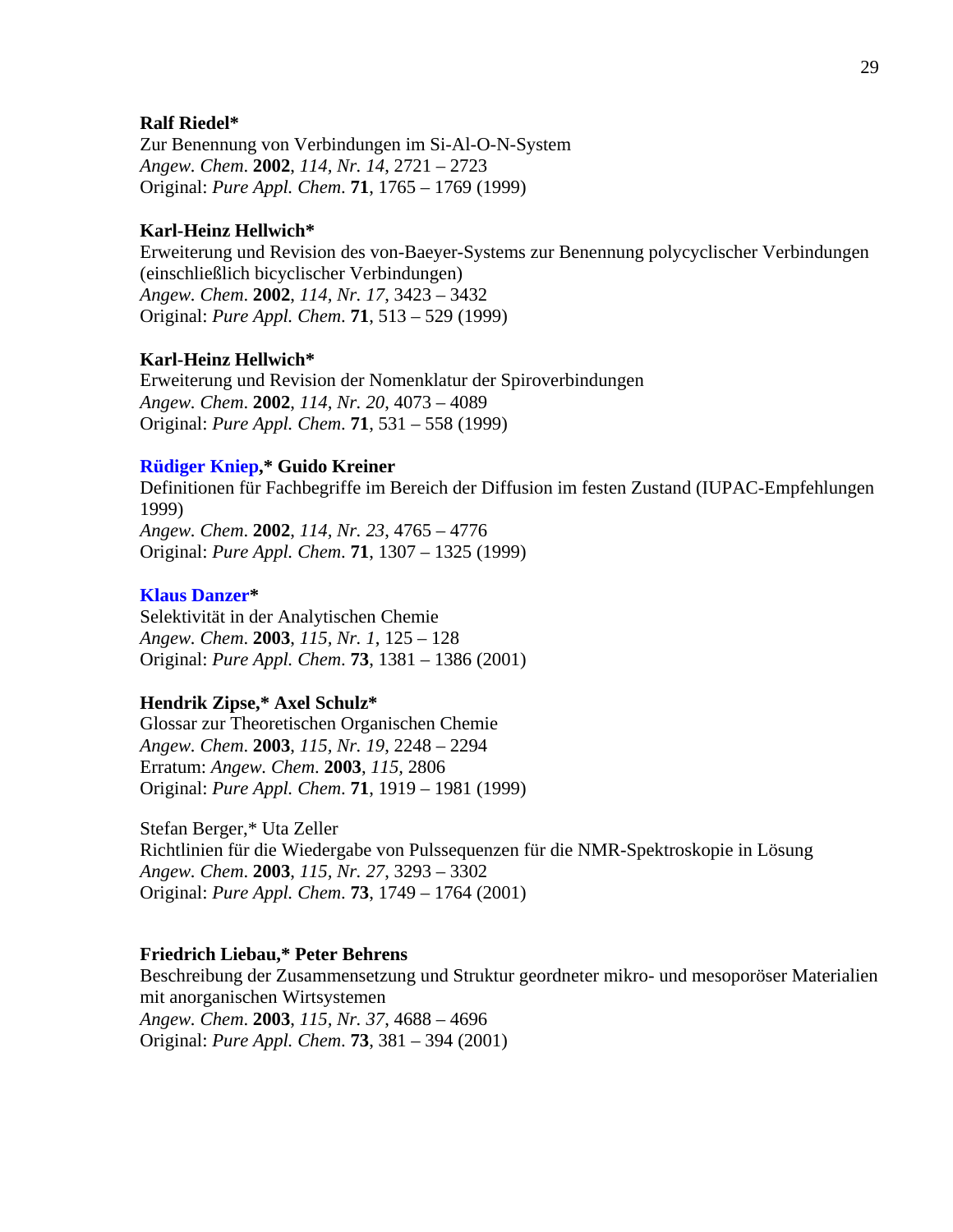**Ralf Riedel***
Zur Benennung von Verbindungen im Si-Al-O-N-System
*Angew. Chem.* **2002**, *114, Nr. 14*, 2721 – 2723
Original: *Pure Appl. Chem.* **71**, 1765 – 1769 (1999)

**Karl-Heinz Hellwich***
Erweiterung und Revision des von-Baeyer-Systems zur Benennung polycyclischer Verbindungen (einschließlich bicyclischer Verbindungen)
*Angew. Chem.* **2002**, *114, Nr. 17*, 3423 – 3432
Original: *Pure Appl. Chem.* **71**, 513 – 529 (1999)

**Karl-Heinz Hellwich***
Erweiterung und Revision der Nomenklatur der Spiroverbindungen
*Angew. Chem.* **2002**, *114, Nr. 20*, 4073 – 4089
Original: *Pure Appl. Chem.* **71**, 531 – 558 (1999)

**Rüdiger Kniep,* Guido Kreiner**
Definitionen für Fachbegriffe im Bereich der Diffusion im festen Zustand (IUPAC-Empfehlungen 1999)
*Angew. Chem.* **2002**, *114, Nr. 23*, 4765 – 4776
Original: *Pure Appl. Chem.* **71**, 1307 – 1325 (1999)

**Klaus Danzer***
Selektivität in der Analytischen Chemie
*Angew. Chem.* **2003**, *115, Nr. 1*, 125 – 128
Original: *Pure Appl. Chem.* **73**, 1381 – 1386 (2001)

**Hendrik Zipse,* Axel Schulz***
Glossar zur Theoretischen Organischen Chemie
*Angew. Chem.* **2003**, *115, Nr. 19*, 2248 – 2294
Erratum: *Angew. Chem.* **2003**, *115,* 2806
Original: *Pure Appl. Chem.* **71**, 1919 – 1981 (1999)

Stefan Berger,* Uta Zeller
Richtlinien für die Wiedergabe von Pulssequenzen für die NMR-Spektroskopie in Lösung
*Angew. Chem.* **2003**, *115, Nr. 27*, 3293 – 3302
Original: *Pure Appl. Chem.* **73**, 1749 – 1764 (2001)

**Friedrich Liebau,* Peter Behrens**
Beschreibung der Zusammensetzung und Struktur geordneter mikro- und mesoporöser Materialien mit anorganischen Wirtsystemen
*Angew. Chem.* **2003**, *115, Nr. 37*, 4688 – 4696
Original: *Pure Appl. Chem.* **73**, 381 – 394 (2001)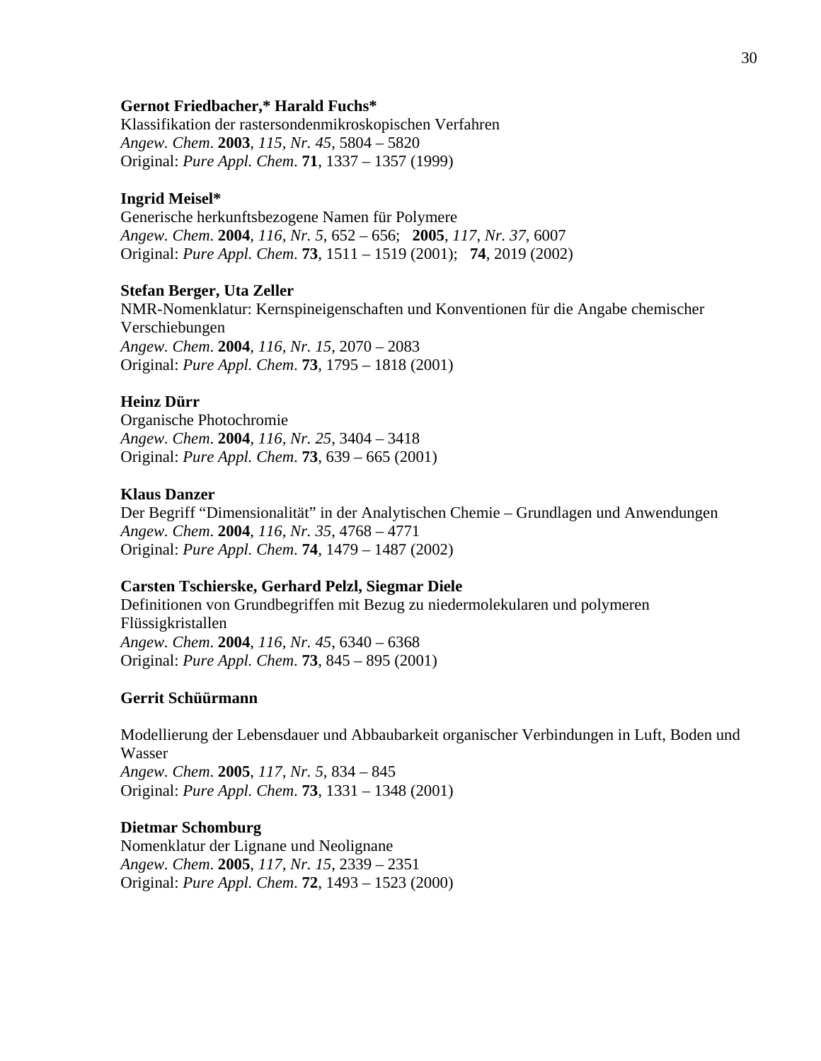**Gernot Friedbacher,* Harald Fuchs***
Klassifikation der rastersondenmikroskopischen Verfahren
*Angew. Chem.* **2003**, *115, Nr. 45*, 5804 – 5820
Original: *Pure Appl. Chem.* **71**, 1337 – 1357 (1999)

**Ingrid Meisel***
Generische herkunftsbezogene Namen für Polymere
*Angew. Chem.* **2004**, *116, Nr. 5*, 652 – 656; **2005**, *117, Nr. 37*, 6007
Original: *Pure Appl. Chem.* **73**, 1511 – 1519 (2001); **74**, 2019 (2002)

**Stefan Berger, Uta Zeller**
NMR-Nomenklatur: Kernspineigenschaften und Konventionen für die Angabe chemischer Verschiebungen
*Angew. Chem.* **2004**, *116, Nr. 15*, 2070 – 2083
Original: *Pure Appl. Chem.* **73**, 1795 – 1818 (2001)

**Heinz Dürr**
Organische Photochromie
*Angew. Chem.* **2004**, *116, Nr. 25*, 3404 – 3418
Original: *Pure Appl. Chem.* **73**, 639 – 665 (2001)

**Klaus Danzer**
Der Begriff "Dimensionalität" in der Analytischen Chemie – Grundlagen und Anwendungen
*Angew. Chem.* **2004**, *116, Nr. 35*, 4768 – 4771
Original: *Pure Appl. Chem.* **74**, 1479 – 1487 (2002)

**Carsten Tschierske, Gerhard Pelzl, Siegmar Diele**
Definitionen von Grundbegriffen mit Bezug zu niedermolekularen und polymeren Flüssigkristallen
*Angew. Chem.* **2004**, *116, Nr. 45*, 6340 – 6368
Original: *Pure Appl. Chem.* **73**, 845 – 895 (2001)

**Gerrit Schüürmann**

Modellierung der Lebensdauer und Abbaubarkeit organischer Verbindungen in Luft, Boden und Wasser
*Angew. Chem.* **2005**, *117, Nr. 5*, 834 – 845
Original: *Pure Appl. Chem.* **73**, 1331 – 1348 (2001)

**Dietmar Schomburg**
Nomenklatur der Lignane und Neolignane
*Angew. Chem.* **2005**, *117, Nr. 15*, 2339 – 2351
Original: *Pure Appl. Chem.* **72**, 1493 – 1523 (2000)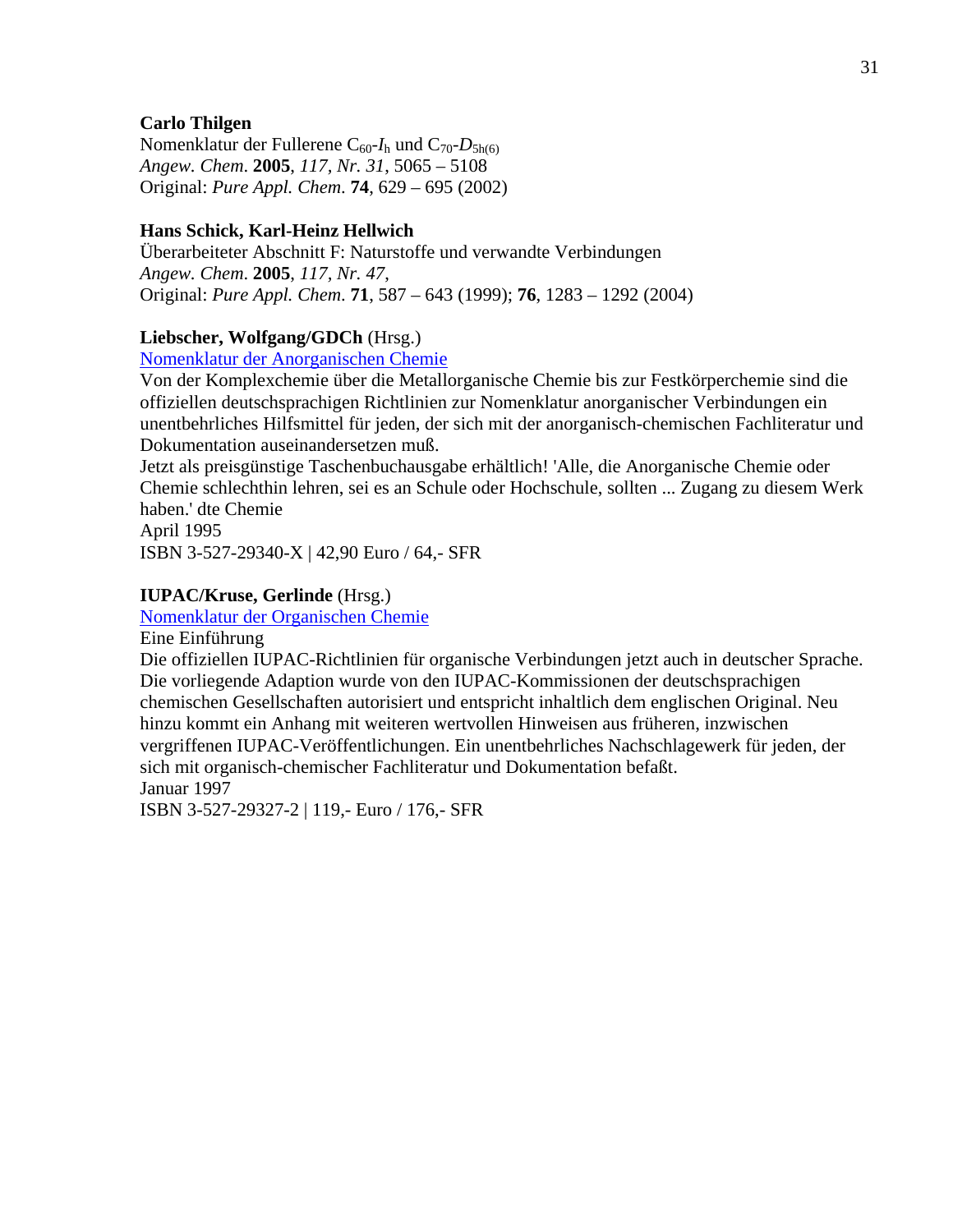**Carlo Thilgen**
Nomenklatur der Fullerene $C_{60}$-$I_h$ und $C_{70}$-$D_{5h(6)}$
*Angew. Chem.* **2005**, *117, Nr. 31*, 5065 – 5108
Original: *Pure Appl. Chem.* **74**, 629 – 695 (2002)

**Hans Schick, Karl-Heinz Hellwich**
Überarbeiteter Abschnitt F: Naturstoffe und verwandte Verbindungen
*Angew. Chem.* **2005**, *117, Nr. 47*,
Original: *Pure Appl. Chem.* **71**, 587 – 643 (1999); **76**, 1283 – 1292 (2004)

**Liebscher, Wolfgang/GDCh** (Hrsg.)
Nomenklatur der Anorganischen Chemie
Von der Komplexchemie über die Metallorganische Chemie bis zur Festkörperchemie sind die offiziellen deutschsprachigen Richtlinien zur Nomenklatur anorganischer Verbindungen ein unentbehrliches Hilfsmittel für jeden, der sich mit der anorganisch-chemischen Fachliteratur und Dokumentation auseinandersetzen muß.
Jetzt als preisgünstige Taschenbuchausgabe erhältlich! 'Alle, die Anorganische Chemie oder Chemie schlechthin lehren, sei es an Schule oder Hochschule, sollten ... Zugang zu diesem Werk haben.' dte Chemie
April 1995
ISBN 3-527-29340-X | 42,90 Euro / 64,- SFR

**IUPAC/Kruse, Gerlinde** (Hrsg.)
Nomenklatur der Organischen Chemie
Eine Einführung
Die offiziellen IUPAC-Richtlinien für organische Verbindungen jetzt auch in deutscher Sprache. Die vorliegende Adaption wurde von den IUPAC-Kommissionen der deutschsprachigen chemischen Gesellschaften autorisiert und entspricht inhaltlich dem englischen Original. Neu hinzu kommt ein Anhang mit weiteren wertvollen Hinweisen aus früheren, inzwischen vergriffenen IUPAC-Veröffentlichungen. Ein unentbehrliches Nachschlagewerk für jeden, der sich mit organisch-chemischer Fachliteratur und Dokumentation befaßt.
Januar 1997
ISBN 3-527-29327-2 | 119,- Euro / 176,- SFR